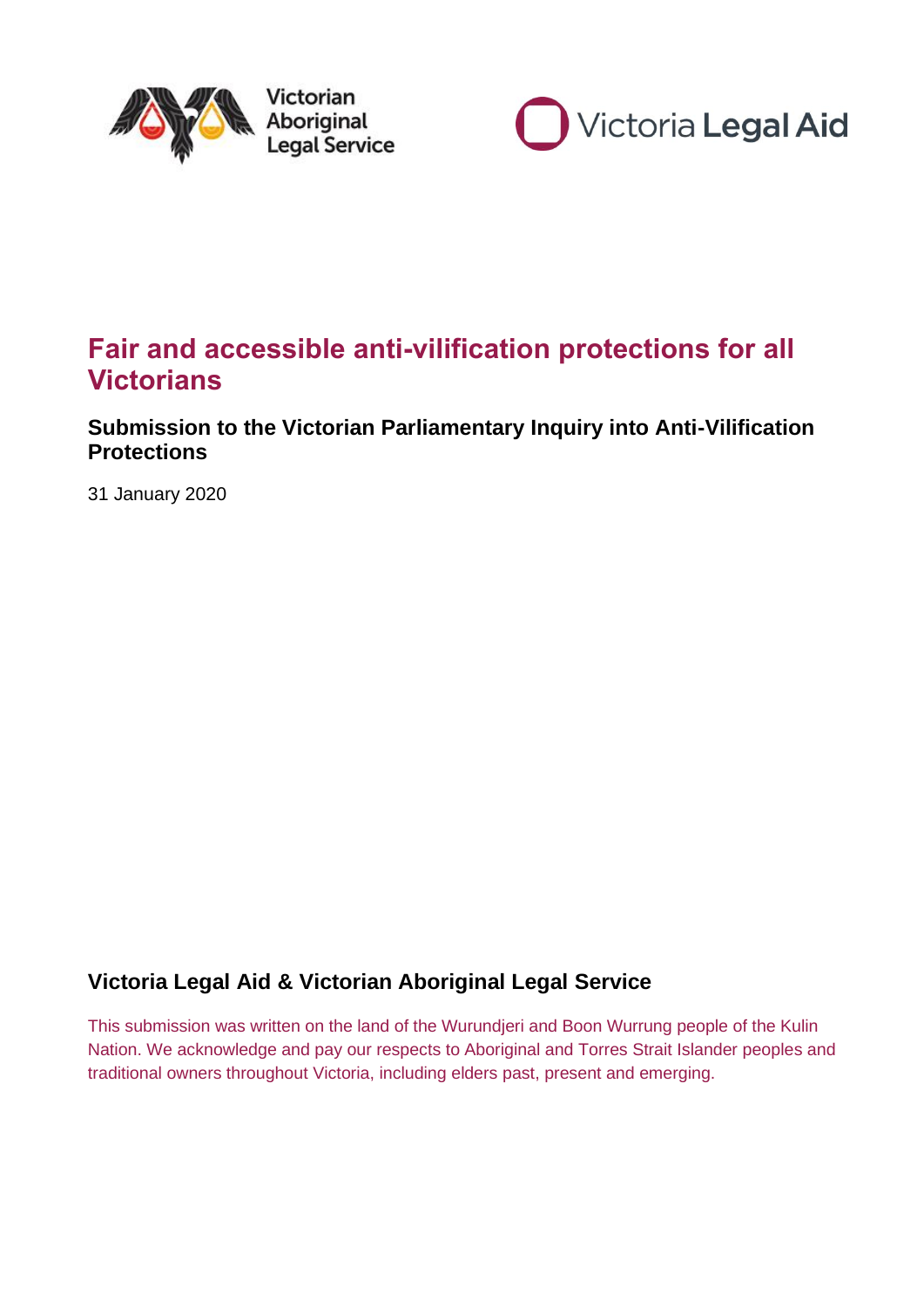Victorian Aboriginal Legal Service

Victoria Legal Aid

# Fair and accessible anti-vilification protections for all Victorians

## Submission to the Victorian Parliamentary Inquiry into Anti-Vilification Protections

31 January 2020

### Victoria Legal Aid & Victorian Aboriginal Legal Service

This submission was written on the land of the Wurundjeri and Boon Wurrung people of the Kulin Nation. We acknowledge and pay our respects to Aboriginal and Torres Strait Islander peoples and traditional owners throughout Victoria, including elders past, present and emerging.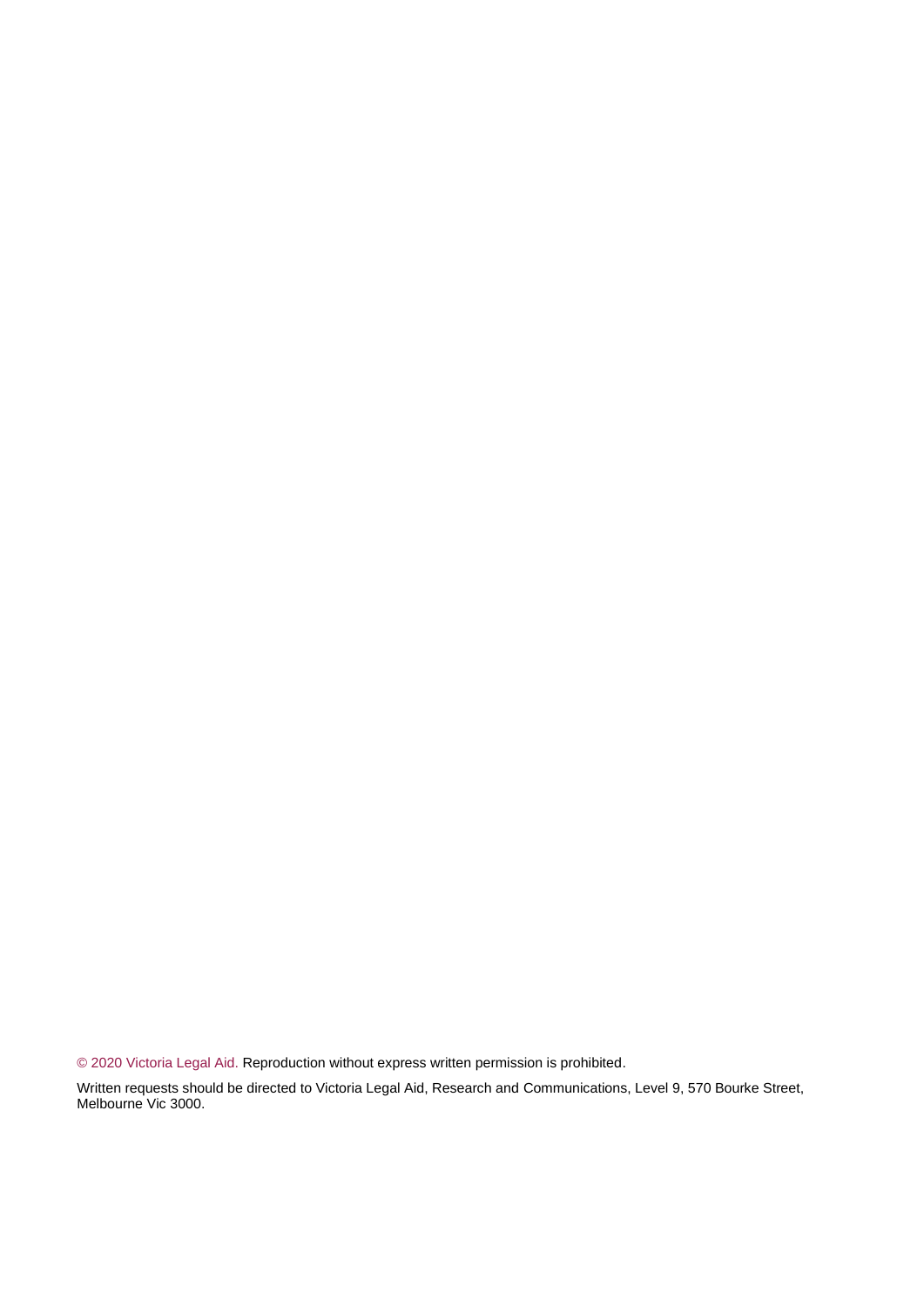© 2020 Victoria Legal Aid. Reproduction without express written permission is prohibited.

Written requests should be directed to Victoria Legal Aid, Research and Communications, Level 9, 570 Bourke Street, Melbourne Vic 3000.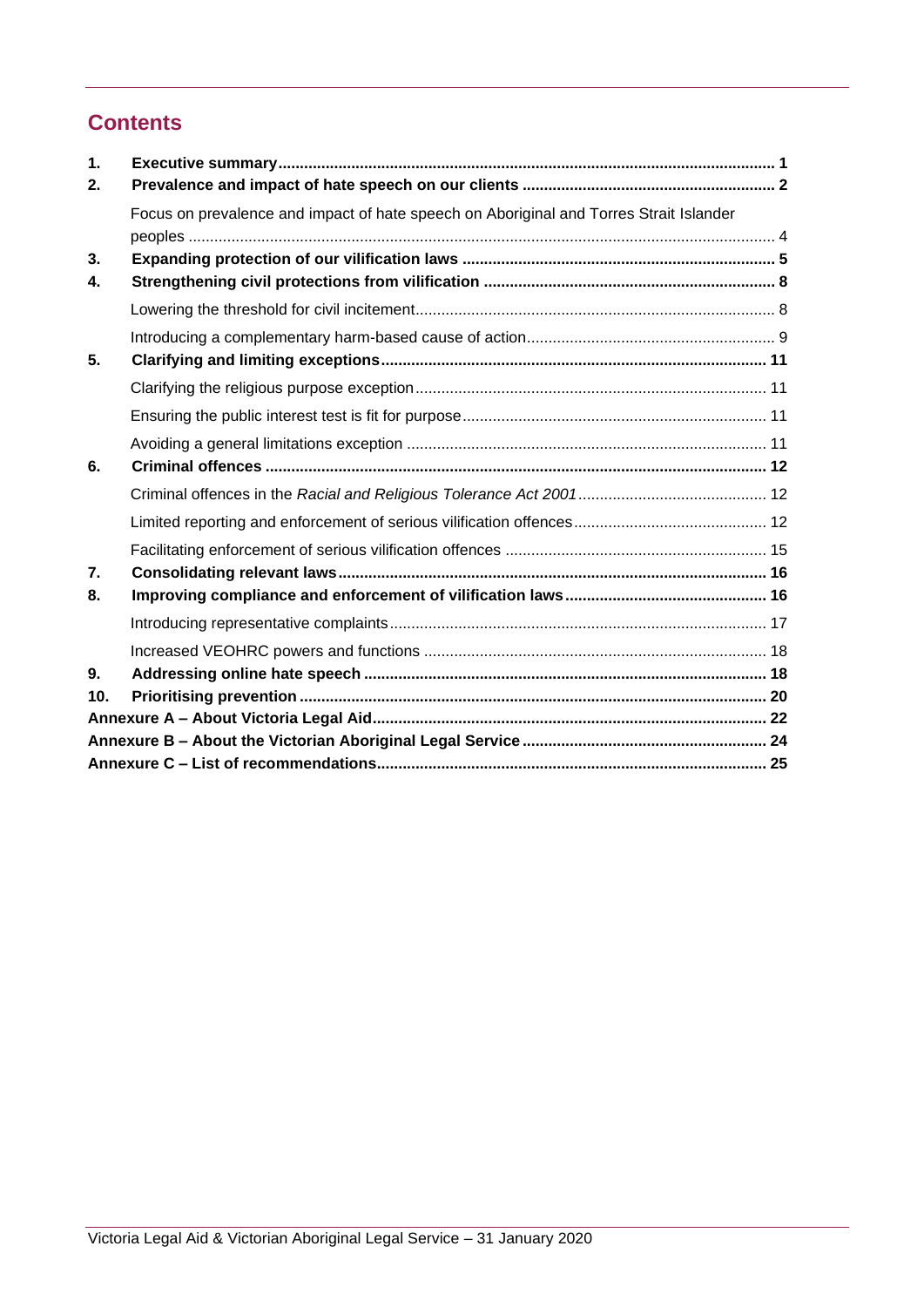## Contents

1. **Executive summary** 1
2. **Prevalence and impact of hate speech on our clients** 2
   - Focus on prevalence and impact of hate speech on Aboriginal and Torres Strait Islander peoples 4
3. **Expanding protection of our vilification laws** 5
4. **Strengthening civil protections from vilification** 8
   - Lowering the threshold for civil incitement 8
   - Introducing a complementary harm-based cause of action 9
5. **Clarifying and limiting exceptions** 11
   - Clarifying the religious purpose exception 11
   - Ensuring the public interest test is fit for purpose 11
   - Avoiding a general limitations exception 11
6. **Criminal offences** 12
   - Criminal offences in the *Racial and Religious Tolerance Act 2001* 12
   - Limited reporting and enforcement of serious vilification offences 12
   - Facilitating enforcement of serious vilification offences 15
7. **Consolidating relevant laws** 16
8. **Improving compliance and enforcement of vilification laws** 16
   - Introducing representative complaints 17
   - Increased VEOHRC powers and functions 18
9. **Addressing online hate speech** 18
10. **Prioritising prevention** 20

**Annexure A – About Victoria Legal Aid** 22

**Annexure B – About the Victorian Aboriginal Legal Service** 24

**Annexure C – List of recommendations** 25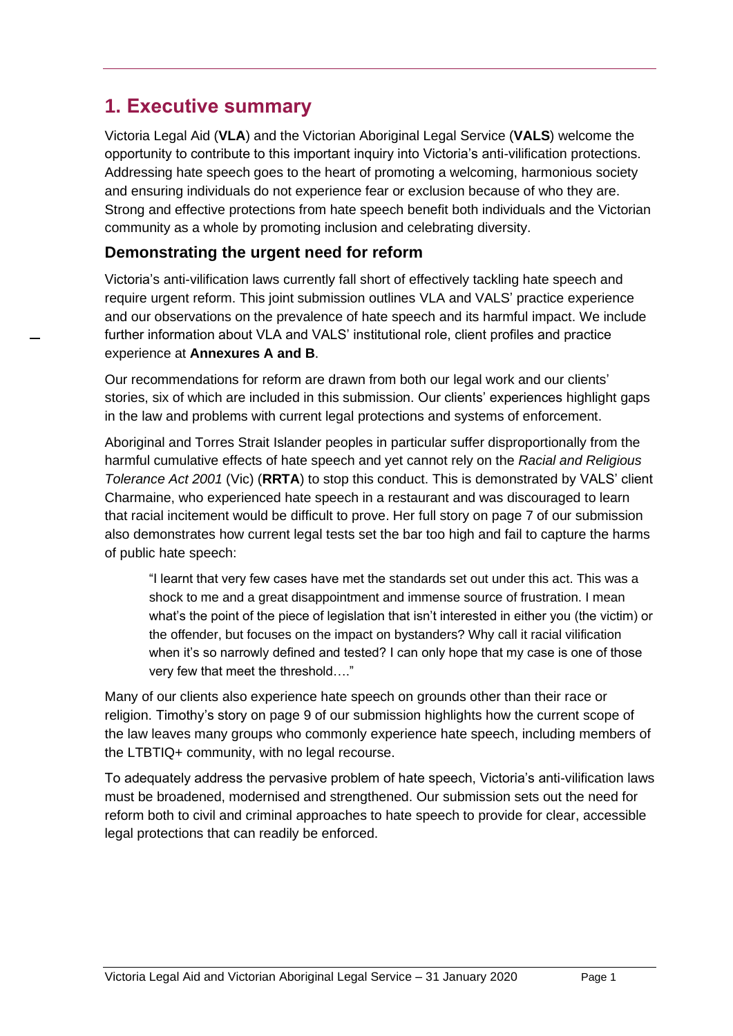# 1. Executive summary

Victoria Legal Aid (**VLA**) and the Victorian Aboriginal Legal Service (**VALS**) welcome the opportunity to contribute to this important inquiry into Victoria's anti-vilification protections. Addressing hate speech goes to the heart of promoting a welcoming, harmonious society and ensuring individuals do not experience fear or exclusion because of who they are. Strong and effective protections from hate speech benefit both individuals and the Victorian community as a whole by promoting inclusion and celebrating diversity.

## Demonstrating the urgent need for reform

Victoria's anti-vilification laws currently fall short of effectively tackling hate speech and require urgent reform. This joint submission outlines VLA and VALS' practice experience and our observations on the prevalence of hate speech and its harmful impact. We include further information about VLA and VALS' institutional role, client profiles and practice experience at **Annexures A and B**.

Our recommendations for reform are drawn from both our legal work and our clients' stories, six of which are included in this submission. Our clients' experiences highlight gaps in the law and problems with current legal protections and systems of enforcement.

Aboriginal and Torres Strait Islander peoples in particular suffer disproportionally from the harmful cumulative effects of hate speech and yet cannot rely on the *Racial and Religious Tolerance Act 2001* (Vic) (**RRTA**) to stop this conduct. This is demonstrated by VALS' client Charmaine, who experienced hate speech in a restaurant and was discouraged to learn that racial incitement would be difficult to prove. Her full story on page 7 of our submission also demonstrates how current legal tests set the bar too high and fail to capture the harms of public hate speech:

> "I learnt that very few cases have met the standards set out under this act. This was a shock to me and a great disappointment and immense source of frustration. I mean what's the point of the piece of legislation that isn't interested in either you (the victim) or the offender, but focuses on the impact on bystanders? Why call it racial vilification when it's so narrowly defined and tested? I can only hope that my case is one of those very few that meet the threshold…."

Many of our clients also experience hate speech on grounds other than their race or religion. Timothy's story on page 9 of our submission highlights how the current scope of the law leaves many groups who commonly experience hate speech, including members of the LTBTIQ+ community, with no legal recourse.

To adequately address the pervasive problem of hate speech, Victoria's anti-vilification laws must be broadened, modernised and strengthened. Our submission sets out the need for reform both to civil and criminal approaches to hate speech to provide for clear, accessible legal protections that can readily be enforced.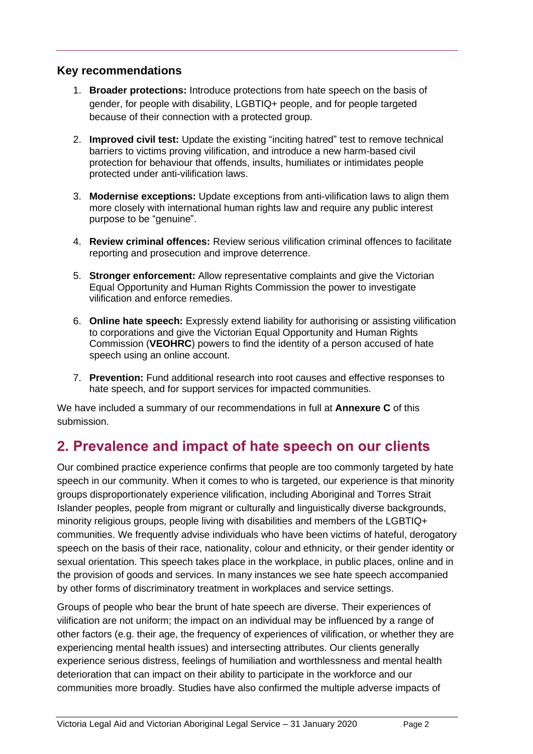### Key recommendations

1. **Broader protections:** Introduce protections from hate speech on the basis of gender, for people with disability, LGBTIQ+ people, and for people targeted because of their connection with a protected group.

2. **Improved civil test:** Update the existing "inciting hatred" test to remove technical barriers to victims proving vilification, and introduce a new harm-based civil protection for behaviour that offends, insults, humiliates or intimidates people protected under anti-vilification laws.

3. **Modernise exceptions:** Update exceptions from anti-vilification laws to align them more closely with international human rights law and require any public interest purpose to be "genuine".

4. **Review criminal offences:** Review serious vilification criminal offences to facilitate reporting and prosecution and improve deterrence.

5. **Stronger enforcement:** Allow representative complaints and give the Victorian Equal Opportunity and Human Rights Commission the power to investigate vilification and enforce remedies.

6. **Online hate speech:** Expressly extend liability for authorising or assisting vilification to corporations and give the Victorian Equal Opportunity and Human Rights Commission (**VEOHRC**) powers to find the identity of a person accused of hate speech using an online account.

7. **Prevention:** Fund additional research into root causes and effective responses to hate speech, and for support services for impacted communities.

We have included a summary of our recommendations in full at **Annexure C** of this submission.

## 2. Prevalence and impact of hate speech on our clients

Our combined practice experience confirms that people are too commonly targeted by hate speech in our community. When it comes to who is targeted, our experience is that minority groups disproportionately experience vilification, including Aboriginal and Torres Strait Islander peoples, people from migrant or culturally and linguistically diverse backgrounds, minority religious groups, people living with disabilities and members of the LGBTIQ+ communities. We frequently advise individuals who have been victims of hateful, derogatory speech on the basis of their race, nationality, colour and ethnicity, or their gender identity or sexual orientation. This speech takes place in the workplace, in public places, online and in the provision of goods and services. In many instances we see hate speech accompanied by other forms of discriminatory treatment in workplaces and service settings.

Groups of people who bear the brunt of hate speech are diverse. Their experiences of vilification are not uniform; the impact on an individual may be influenced by a range of other factors (e.g. their age, the frequency of experiences of vilification, or whether they are experiencing mental health issues) and intersecting attributes. Our clients generally experience serious distress, feelings of humiliation and worthlessness and mental health deterioration that can impact on their ability to participate in the workforce and our communities more broadly. Studies have also confirmed the multiple adverse impacts of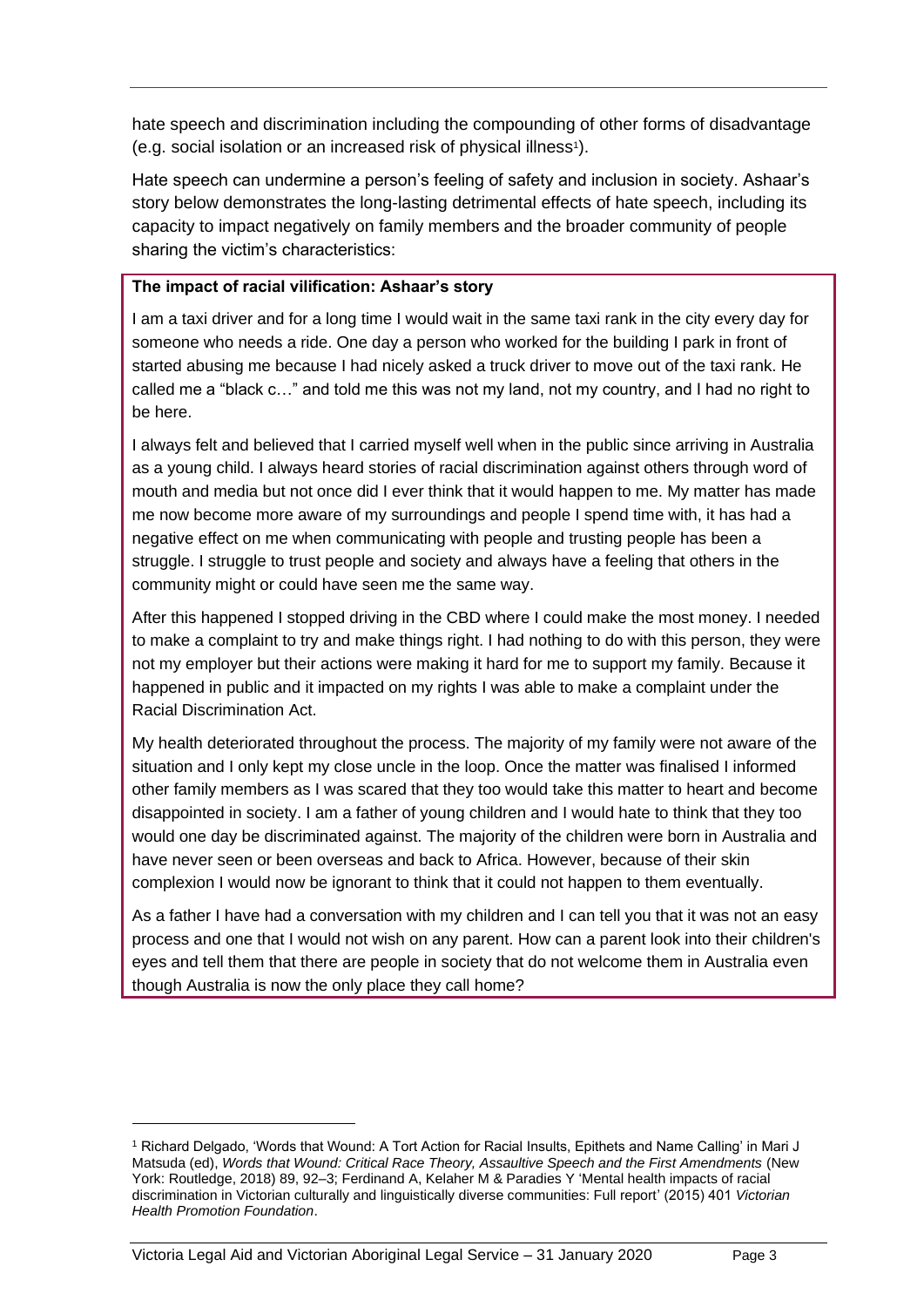hate speech and discrimination including the compounding of other forms of disadvantage (e.g. social isolation or an increased risk of physical illness[1]).

Hate speech can undermine a person's feeling of safety and inclusion in society. Ashaar's story below demonstrates the long-lasting detrimental effects of hate speech, including its capacity to impact negatively on family members and the broader community of people sharing the victim's characteristics:

**The impact of racial vilification: Ashaar's story**

I am a taxi driver and for a long time I would wait in the same taxi rank in the city every day for someone who needs a ride. One day a person who worked for the building I park in front of started abusing me because I had nicely asked a truck driver to move out of the taxi rank. He called me a "black c…" and told me this was not my land, not my country, and I had no right to be here.

I always felt and believed that I carried myself well when in the public since arriving in Australia as a young child. I always heard stories of racial discrimination against others through word of mouth and media but not once did I ever think that it would happen to me. My matter has made me now become more aware of my surroundings and people I spend time with, it has had a negative effect on me when communicating with people and trusting people has been a struggle. I struggle to trust people and society and always have a feeling that others in the community might or could have seen me the same way.

After this happened I stopped driving in the CBD where I could make the most money. I needed to make a complaint to try and make things right. I had nothing to do with this person, they were not my employer but their actions were making it hard for me to support my family. Because it happened in public and it impacted on my rights I was able to make a complaint under the Racial Discrimination Act.

My health deteriorated throughout the process. The majority of my family were not aware of the situation and I only kept my close uncle in the loop. Once the matter was finalised I informed other family members as I was scared that they too would take this matter to heart and become disappointed in society. I am a father of young children and I would hate to think that they too would one day be discriminated against. The majority of the children were born in Australia and have never seen or been overseas and back to Africa. However, because of their skin complexion I would now be ignorant to think that it could not happen to them eventually.

As a father I have had a conversation with my children and I can tell you that it was not an easy process and one that I would not wish on any parent. How can a parent look into their children's eyes and tell them that there are people in society that do not welcome them in Australia even though Australia is now the only place they call home?

---

[1] Richard Delgado, 'Words that Wound: A Tort Action for Racial Insults, Epithets and Name Calling' in Mari J Matsuda (ed), *Words that Wound: Critical Race Theory, Assaultive Speech and the First Amendments* (New York: Routledge, 2018) 89, 92–3; Ferdinand A, Kelaher M & Paradies Y 'Mental health impacts of racial discrimination in Victorian culturally and linguistically diverse communities: Full report' (2015) 401 *Victorian Health Promotion Foundation*.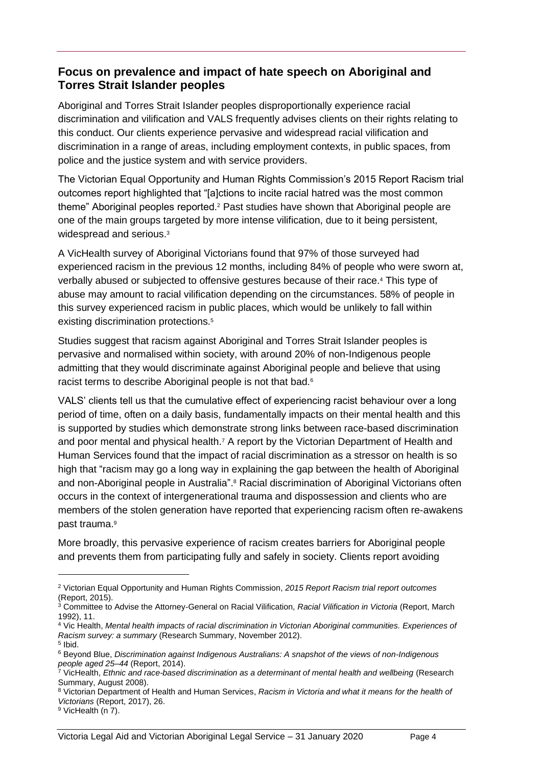## Focus on prevalence and impact of hate speech on Aboriginal and Torres Strait Islander peoples

Aboriginal and Torres Strait Islander peoples disproportionally experience racial discrimination and vilification and VALS frequently advises clients on their rights relating to this conduct. Our clients experience pervasive and widespread racial vilification and discrimination in a range of areas, including employment contexts, in public spaces, from police and the justice system and with service providers.

The Victorian Equal Opportunity and Human Rights Commission's 2015 Report Racism trial outcomes report highlighted that "[a]ctions to incite racial hatred was the most common theme" Aboriginal peoples reported.[2] Past studies have shown that Aboriginal people are one of the main groups targeted by more intense vilification, due to it being persistent, widespread and serious.[3]

A VicHealth survey of Aboriginal Victorians found that 97% of those surveyed had experienced racism in the previous 12 months, including 84% of people who were sworn at, verbally abused or subjected to offensive gestures because of their race.[4] This type of abuse may amount to racial vilification depending on the circumstances. 58% of people in this survey experienced racism in public places, which would be unlikely to fall within existing discrimination protections.[5]

Studies suggest that racism against Aboriginal and Torres Strait Islander peoples is pervasive and normalised within society, with around 20% of non-Indigenous people admitting that they would discriminate against Aboriginal people and believe that using racist terms to describe Aboriginal people is not that bad.[6]

VALS' clients tell us that the cumulative effect of experiencing racist behaviour over a long period of time, often on a daily basis, fundamentally impacts on their mental health and this is supported by studies which demonstrate strong links between race-based discrimination and poor mental and physical health.[7] A report by the Victorian Department of Health and Human Services found that the impact of racial discrimination as a stressor on health is so high that "racism may go a long way in explaining the gap between the health of Aboriginal and non-Aboriginal people in Australia".[8] Racial discrimination of Aboriginal Victorians often occurs in the context of intergenerational trauma and dispossession and clients who are members of the stolen generation have reported that experiencing racism often re-awakens past trauma.[9]

More broadly, this pervasive experience of racism creates barriers for Aboriginal people and prevents them from participating fully and safely in society. Clients report avoiding

---

[2] Victorian Equal Opportunity and Human Rights Commission, *2015 Report Racism trial report outcomes* (Report, 2015).

[3] Committee to Advise the Attorney-General on Racial Vilification, *Racial Vilification in Victoria* (Report, March 1992), 11.

[4] Vic Health, *Mental health impacts of racial discrimination in Victorian Aboriginal communities. Experiences of Racism survey: a summary* (Research Summary, November 2012).

[5] Ibid.

[6] Beyond Blue, *Discrimination against Indigenous Australians: A snapshot of the views of non-Indigenous people aged 25–44* (Report, 2014).

[7] VicHealth, *Ethnic and race-based discrimination as a determinant of mental health and wellbeing* (Research Summary, August 2008).

[8] Victorian Department of Health and Human Services, *Racism in Victoria and what it means for the health of Victorians* (Report, 2017), 26.

[9] VicHealth (n 7).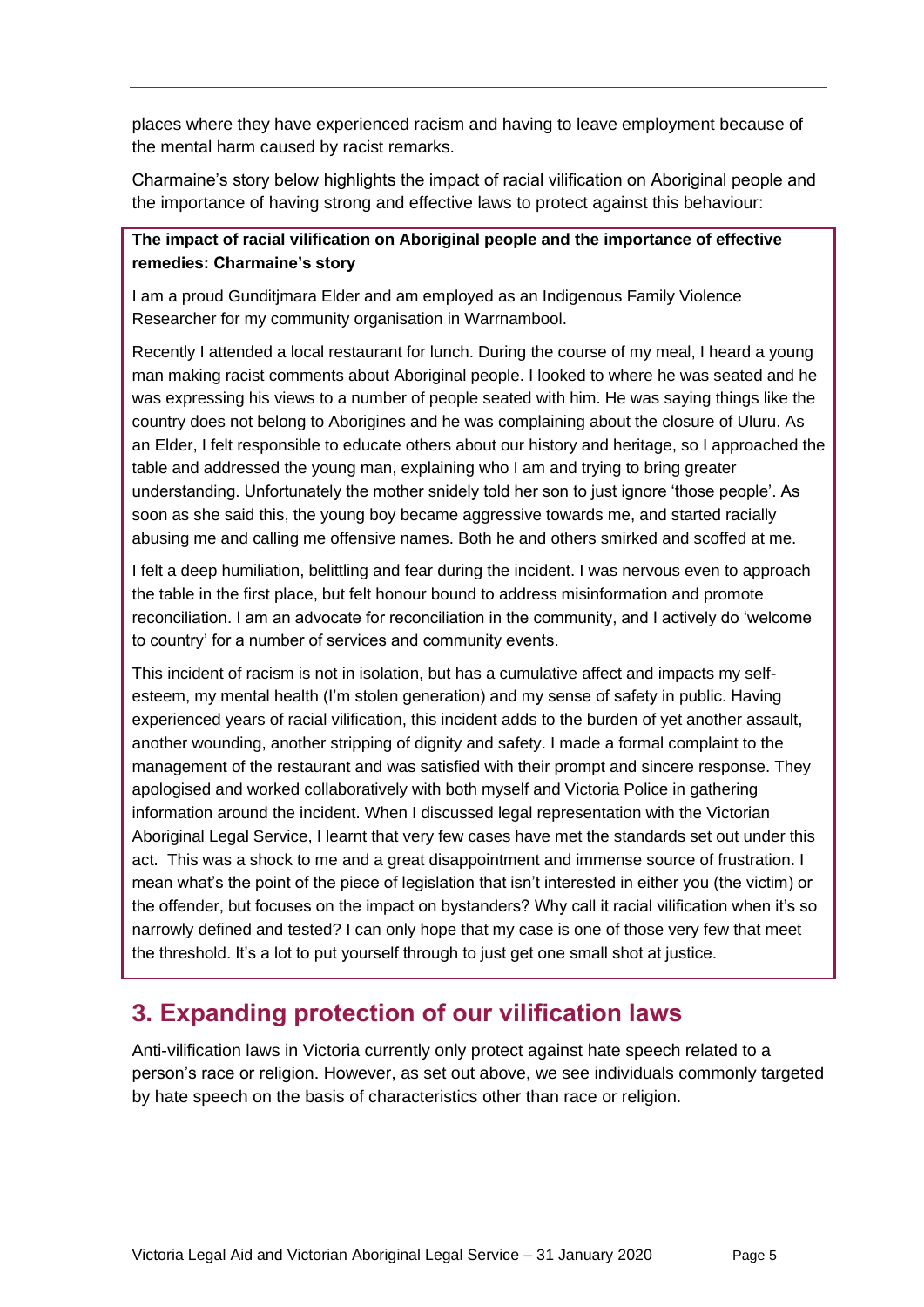places where they have experienced racism and having to leave employment because of the mental harm caused by racist remarks.

Charmaine's story below highlights the impact of racial vilification on Aboriginal people and the importance of having strong and effective laws to protect against this behaviour:

**The impact of racial vilification on Aboriginal people and the importance of effective remedies: Charmaine's story**

I am a proud Gunditjmara Elder and am employed as an Indigenous Family Violence Researcher for my community organisation in Warrnambool.

Recently I attended a local restaurant for lunch. During the course of my meal, I heard a young man making racist comments about Aboriginal people. I looked to where he was seated and he was expressing his views to a number of people seated with him. He was saying things like the country does not belong to Aborigines and he was complaining about the closure of Uluru. As an Elder, I felt responsible to educate others about our history and heritage, so I approached the table and addressed the young man, explaining who I am and trying to bring greater understanding. Unfortunately the mother snidely told her son to just ignore 'those people'. As soon as she said this, the young boy became aggressive towards me, and started racially abusing me and calling me offensive names. Both he and others smirked and scoffed at me.

I felt a deep humiliation, belittling and fear during the incident. I was nervous even to approach the table in the first place, but felt honour bound to address misinformation and promote reconciliation. I am an advocate for reconciliation in the community, and I actively do 'welcome to country' for a number of services and community events.

This incident of racism is not in isolation, but has a cumulative affect and impacts my self-esteem, my mental health (I'm stolen generation) and my sense of safety in public. Having experienced years of racial vilification, this incident adds to the burden of yet another assault, another wounding, another stripping of dignity and safety. I made a formal complaint to the management of the restaurant and was satisfied with their prompt and sincere response. They apologised and worked collaboratively with both myself and Victoria Police in gathering information around the incident. When I discussed legal representation with the Victorian Aboriginal Legal Service, I learnt that very few cases have met the standards set out under this act. This was a shock to me and a great disappointment and immense source of frustration. I mean what's the point of the piece of legislation that isn't interested in either you (the victim) or the offender, but focuses on the impact on bystanders? Why call it racial vilification when it's so narrowly defined and tested? I can only hope that my case is one of those very few that meet the threshold. It's a lot to put yourself through to just get one small shot at justice.

## 3. Expanding protection of our vilification laws

Anti-vilification laws in Victoria currently only protect against hate speech related to a person's race or religion. However, as set out above, we see individuals commonly targeted by hate speech on the basis of characteristics other than race or religion.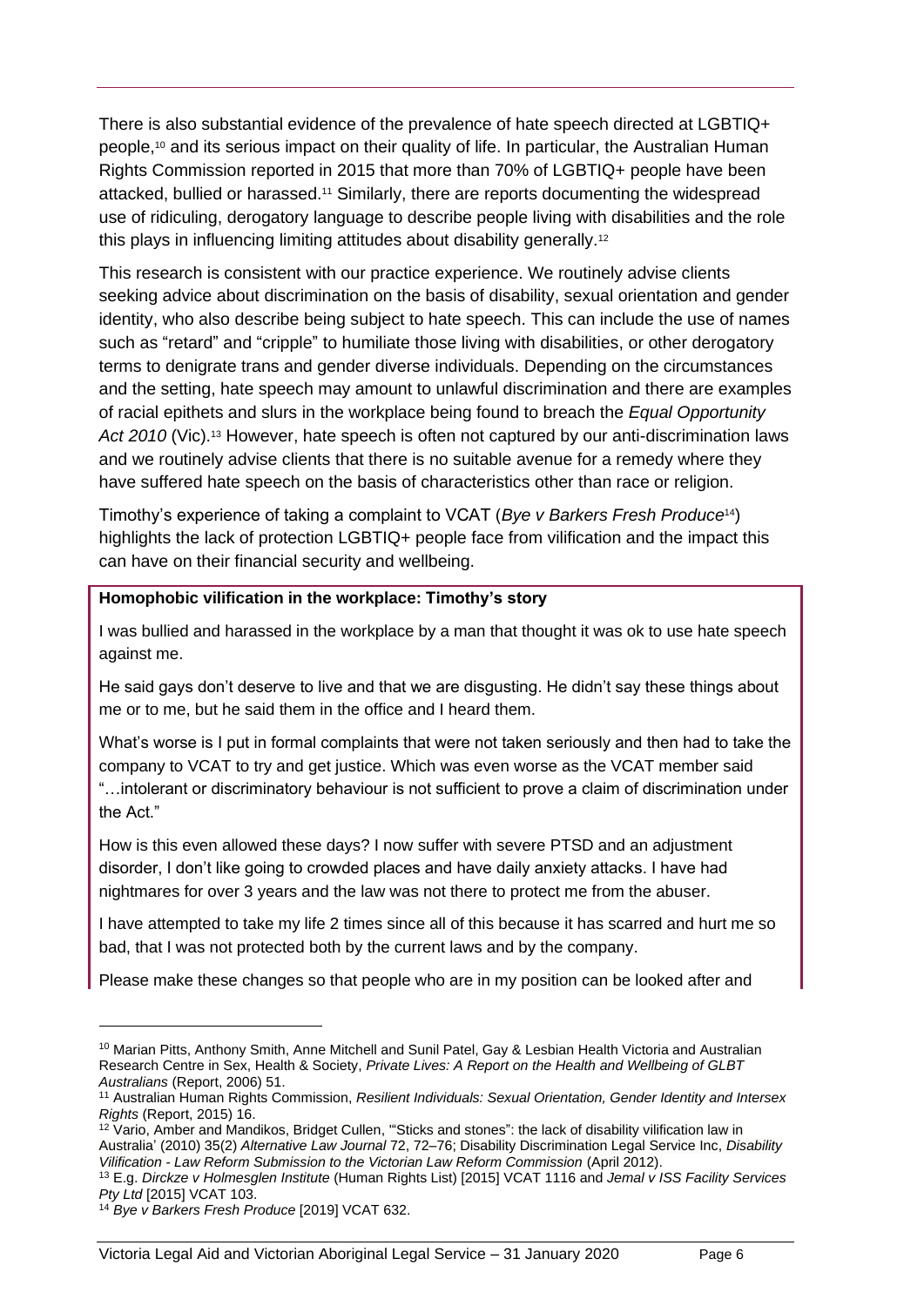There is also substantial evidence of the prevalence of hate speech directed at LGBTIQ+ people,[10] and its serious impact on their quality of life. In particular, the Australian Human Rights Commission reported in 2015 that more than 70% of LGBTIQ+ people have been attacked, bullied or harassed.[11] Similarly, there are reports documenting the widespread use of ridiculing, derogatory language to describe people living with disabilities and the role this plays in influencing limiting attitudes about disability generally.[12]

This research is consistent with our practice experience. We routinely advise clients seeking advice about discrimination on the basis of disability, sexual orientation and gender identity, who also describe being subject to hate speech. This can include the use of names such as "retard" and "cripple" to humiliate those living with disabilities, or other derogatory terms to denigrate trans and gender diverse individuals. Depending on the circumstances and the setting, hate speech may amount to unlawful discrimination and there are examples of racial epithets and slurs in the workplace being found to breach the *Equal Opportunity Act 2010* (Vic).[13] However, hate speech is often not captured by our anti-discrimination laws and we routinely advise clients that there is no suitable avenue for a remedy where they have suffered hate speech on the basis of characteristics other than race or religion.

Timothy's experience of taking a complaint to VCAT (*Bye v Barkers Fresh Produce*[14]) highlights the lack of protection LGBTIQ+ people face from vilification and the impact this can have on their financial security and wellbeing.

**Homophobic vilification in the workplace: Timothy's story**

I was bullied and harassed in the workplace by a man that thought it was ok to use hate speech against me.

He said gays don't deserve to live and that we are disgusting. He didn't say these things about me or to me, but he said them in the office and I heard them.

What's worse is I put in formal complaints that were not taken seriously and then had to take the company to VCAT to try and get justice. Which was even worse as the VCAT member said "…intolerant or discriminatory behaviour is not sufficient to prove a claim of discrimination under the Act."

How is this even allowed these days? I now suffer with severe PTSD and an adjustment disorder, I don't like going to crowded places and have daily anxiety attacks. I have had nightmares for over 3 years and the law was not there to protect me from the abuser.

I have attempted to take my life 2 times since all of this because it has scarred and hurt me so bad, that I was not protected both by the current laws and by the company.

Please make these changes so that people who are in my position can be looked after and

---

[10] Marian Pitts, Anthony Smith, Anne Mitchell and Sunil Patel, Gay & Lesbian Health Victoria and Australian Research Centre in Sex, Health & Society, *Private Lives: A Report on the Health and Wellbeing of GLBT Australians* (Report, 2006) 51.

[11] Australian Human Rights Commission, *Resilient Individuals: Sexual Orientation, Gender Identity and Intersex Rights* (Report, 2015) 16.

[12] Vario, Amber and Mandikos, Bridget Cullen, '"Sticks and stones": the lack of disability vilification law in Australia' (2010) 35(2) *Alternative Law Journal* 72, 72–76; Disability Discrimination Legal Service Inc, *Disability Vilification - Law Reform Submission to the Victorian Law Reform Commission* (April 2012).

[13] E.g. *Dirckze v Holmesglen Institute* (Human Rights List) [2015] VCAT 1116 and *Jemal v ISS Facility Services Pty Ltd* [2015] VCAT 103.

[14] *Bye v Barkers Fresh Produce* [2019] VCAT 632.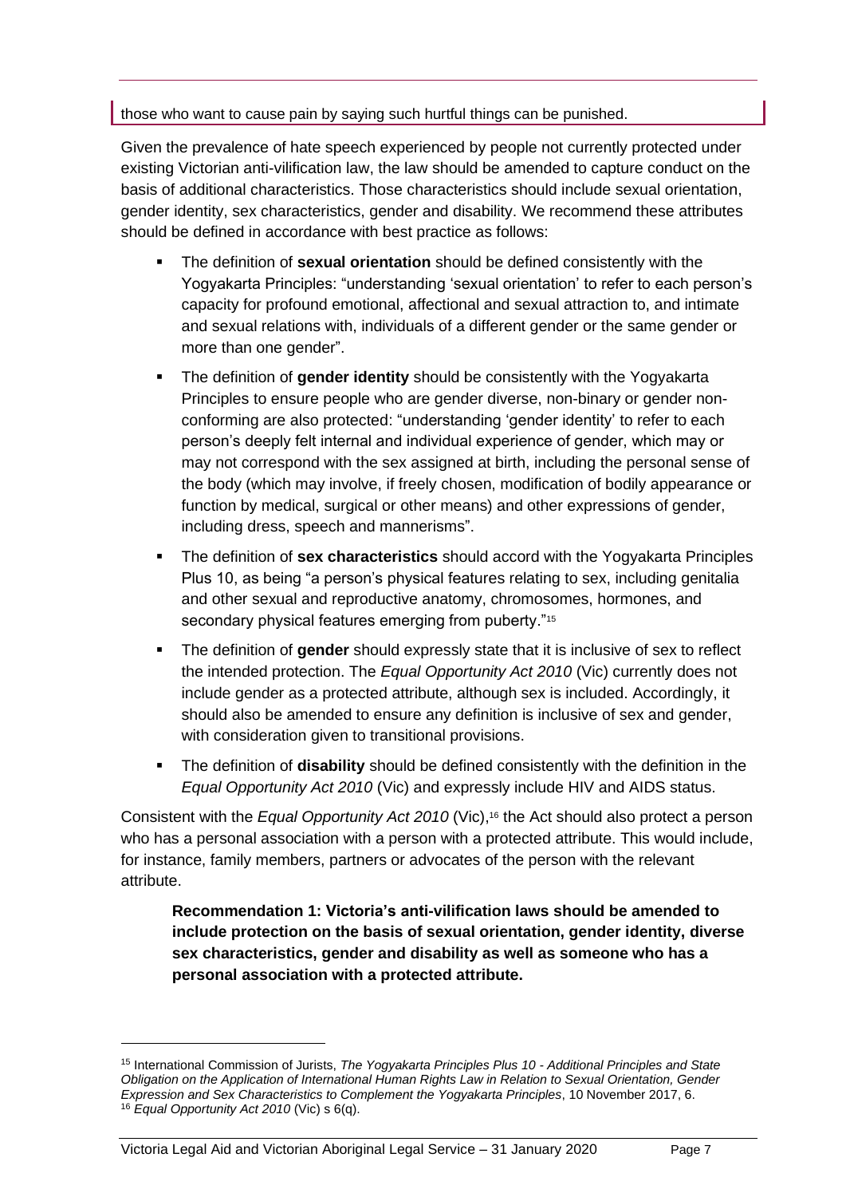those who want to cause pain by saying such hurtful things can be punished.

Given the prevalence of hate speech experienced by people not currently protected under existing Victorian anti-vilification law, the law should be amended to capture conduct on the basis of additional characteristics. Those characteristics should include sexual orientation, gender identity, sex characteristics, gender and disability. We recommend these attributes should be defined in accordance with best practice as follows:

- The definition of **sexual orientation** should be defined consistently with the Yogyakarta Principles: "understanding 'sexual orientation' to refer to each person's capacity for profound emotional, affectional and sexual attraction to, and intimate and sexual relations with, individuals of a different gender or the same gender or more than one gender".
- The definition of **gender identity** should be consistently with the Yogyakarta Principles to ensure people who are gender diverse, non-binary or gender non-conforming are also protected: "understanding 'gender identity' to refer to each person's deeply felt internal and individual experience of gender, which may or may not correspond with the sex assigned at birth, including the personal sense of the body (which may involve, if freely chosen, modification of bodily appearance or function by medical, surgical or other means) and other expressions of gender, including dress, speech and mannerisms".
- The definition of **sex characteristics** should accord with the Yogyakarta Principles Plus 10, as being "a person's physical features relating to sex, including genitalia and other sexual and reproductive anatomy, chromosomes, hormones, and secondary physical features emerging from puberty."[15]
- The definition of **gender** should expressly state that it is inclusive of sex to reflect the intended protection. The *Equal Opportunity Act 2010* (Vic) currently does not include gender as a protected attribute, although sex is included. Accordingly, it should also be amended to ensure any definition is inclusive of sex and gender, with consideration given to transitional provisions.
- The definition of **disability** should be defined consistently with the definition in the *Equal Opportunity Act 2010* (Vic) and expressly include HIV and AIDS status.

Consistent with the *Equal Opportunity Act 2010* (Vic),[16] the Act should also protect a person who has a personal association with a person with a protected attribute. This would include, for instance, family members, partners or advocates of the person with the relevant attribute.

**Recommendation 1: Victoria's anti-vilification laws should be amended to include protection on the basis of sexual orientation, gender identity, diverse sex characteristics, gender and disability as well as someone who has a personal association with a protected attribute.**

---

[15] International Commission of Jurists, *The Yogyakarta Principles Plus 10 - Additional Principles and State Obligation on the Application of International Human Rights Law in Relation to Sexual Orientation, Gender Expression and Sex Characteristics to Complement the Yogyakarta Principles*, 10 November 2017, 6.

[16] *Equal Opportunity Act 2010* (Vic) s 6(q).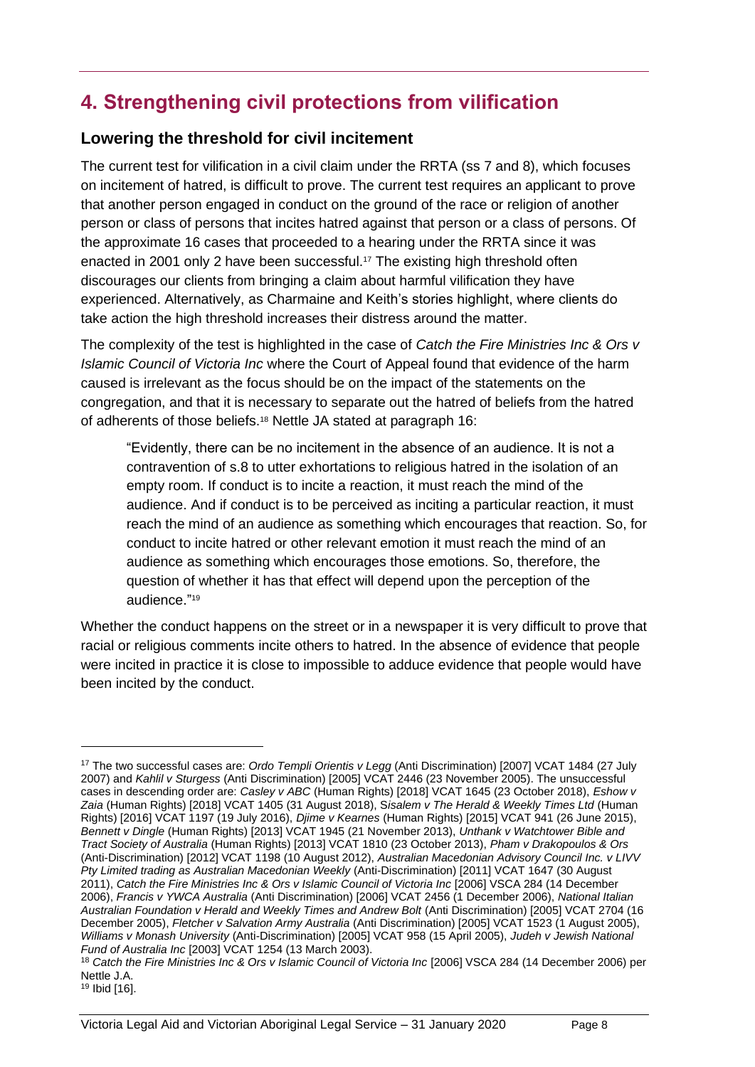# 4. Strengthening civil protections from vilification

## Lowering the threshold for civil incitement

The current test for vilification in a civil claim under the RRTA (ss 7 and 8), which focuses on incitement of hatred, is difficult to prove. The current test requires an applicant to prove that another person engaged in conduct on the ground of the race or religion of another person or class of persons that incites hatred against that person or a class of persons. Of the approximate 16 cases that proceeded to a hearing under the RRTA since it was enacted in 2001 only 2 have been successful.[17] The existing high threshold often discourages our clients from bringing a claim about harmful vilification they have experienced. Alternatively, as Charmaine and Keith's stories highlight, where clients do take action the high threshold increases their distress around the matter.

The complexity of the test is highlighted in the case of *Catch the Fire Ministries Inc & Ors v Islamic Council of Victoria Inc* where the Court of Appeal found that evidence of the harm caused is irrelevant as the focus should be on the impact of the statements on the congregation, and that it is necessary to separate out the hatred of beliefs from the hatred of adherents of those beliefs.[18] Nettle JA stated at paragraph 16:

> "Evidently, there can be no incitement in the absence of an audience. It is not a contravention of s.8 to utter exhortations to religious hatred in the isolation of an empty room. If conduct is to incite a reaction, it must reach the mind of the audience. And if conduct is to be perceived as inciting a particular reaction, it must reach the mind of an audience as something which encourages that reaction. So, for conduct to incite hatred or other relevant emotion it must reach the mind of an audience as something which encourages those emotions. So, therefore, the question of whether it has that effect will depend upon the perception of the audience."[19]

Whether the conduct happens on the street or in a newspaper it is very difficult to prove that racial or religious comments incite others to hatred. In the absence of evidence that people were incited in practice it is close to impossible to adduce evidence that people would have been incited by the conduct.

---

[17] The two successful cases are: *Ordo Templi Orientis v Legg* (Anti Discrimination) [2007] VCAT 1484 (27 July 2007) and *Kahlil v Sturgess* (Anti Discrimination) [2005] VCAT 2446 (23 November 2005). The unsuccessful cases in descending order are: *Casley v ABC* (Human Rights) [2018] VCAT 1645 (23 October 2018), *Eshow v Zaia* (Human Rights) [2018] VCAT 1405 (31 August 2018), *Sisalem v The Herald & Weekly Times Ltd* (Human Rights) [2016] VCAT 1197 (19 July 2016), *Djime v Kearnes* (Human Rights) [2015] VCAT 941 (26 June 2015), *Bennett v Dingle* (Human Rights) [2013] VCAT 1945 (21 November 2013), *Unthank v Watchtower Bible and Tract Society of Australia* (Human Rights) [2013] VCAT 1810 (23 October 2013), *Pham v Drakopoulos & Ors* (Anti-Discrimination) [2012] VCAT 1198 (10 August 2012), *Australian Macedonian Advisory Council Inc. v LIVV Pty Limited trading as Australian Macedonian Weekly* (Anti-Discrimination) [2011] VCAT 1647 (30 August 2011), *Catch the Fire Ministries Inc & Ors v Islamic Council of Victoria Inc* [2006] VSCA 284 (14 December 2006), *Francis v YWCA Australia* (Anti Discrimination) [2006] VCAT 2456 (1 December 2006), *National Italian Australian Foundation v Herald and Weekly Times and Andrew Bolt* (Anti Discrimination) [2005] VCAT 2704 (16 December 2005), *Fletcher v Salvation Army Australia* (Anti Discrimination) [2005] VCAT 1523 (1 August 2005), *Williams v Monash University* (Anti-Discrimination) [2005] VCAT 958 (15 April 2005), *Judeh v Jewish National Fund of Australia Inc* [2003] VCAT 1254 (13 March 2003).

[18] *Catch the Fire Ministries Inc & Ors v Islamic Council of Victoria Inc* [2006] VSCA 284 (14 December 2006) per Nettle J.A.

[19] Ibid [16].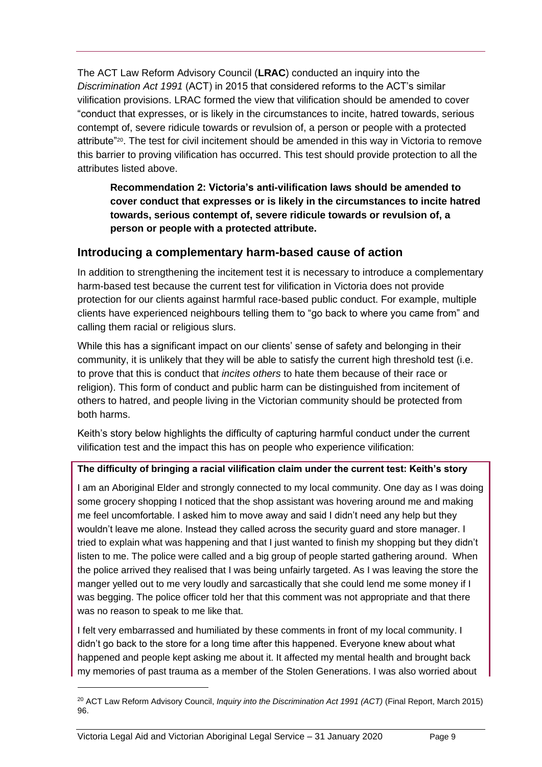The ACT Law Reform Advisory Council (**LRAC**) conducted an inquiry into the *Discrimination Act 1991* (ACT) in 2015 that considered reforms to the ACT's similar vilification provisions. LRAC formed the view that vilification should be amended to cover "conduct that expresses, or is likely in the circumstances to incite, hatred towards, serious contempt of, severe ridicule towards or revulsion of, a person or people with a protected attribute"[20]. The test for civil incitement should be amended in this way in Victoria to remove this barrier to proving vilification has occurred. This test should provide protection to all the attributes listed above.

> **Recommendation 2: Victoria's anti-vilification laws should be amended to cover conduct that expresses or is likely in the circumstances to incite hatred towards, serious contempt of, severe ridicule towards or revulsion of, a person or people with a protected attribute.**

## Introducing a complementary harm-based cause of action

In addition to strengthening the incitement test it is necessary to introduce a complementary harm-based test because the current test for vilification in Victoria does not provide protection for our clients against harmful race-based public conduct. For example, multiple clients have experienced neighbours telling them to "go back to where you came from" and calling them racial or religious slurs.

While this has a significant impact on our clients' sense of safety and belonging in their community, it is unlikely that they will be able to satisfy the current high threshold test (i.e. to prove that this is conduct that *incites others* to hate them because of their race or religion). This form of conduct and public harm can be distinguished from incitement of others to hatred, and people living in the Victorian community should be protected from both harms.

Keith's story below highlights the difficulty of capturing harmful conduct under the current vilification test and the impact this has on people who experience vilification:

**The difficulty of bringing a racial vilification claim under the current test: Keith's story**

I am an Aboriginal Elder and strongly connected to my local community. One day as I was doing some grocery shopping I noticed that the shop assistant was hovering around me and making me feel uncomfortable. I asked him to move away and said I didn't need any help but they wouldn't leave me alone. Instead they called across the security guard and store manager. I tried to explain what was happening and that I just wanted to finish my shopping but they didn't listen to me. The police were called and a big group of people started gathering around. When the police arrived they realised that I was being unfairly targeted. As I was leaving the store the manger yelled out to me very loudly and sarcastically that she could lend me some money if I was begging. The police officer told her that this comment was not appropriate and that there was no reason to speak to me like that.

I felt very embarrassed and humiliated by these comments in front of my local community. I didn't go back to the store for a long time after this happened. Everyone knew about what happened and people kept asking me about it. It affected my mental health and brought back my memories of past trauma as a member of the Stolen Generations. I was also worried about

[20] ACT Law Reform Advisory Council, *Inquiry into the Discrimination Act 1991 (ACT)* (Final Report, March 2015) 96.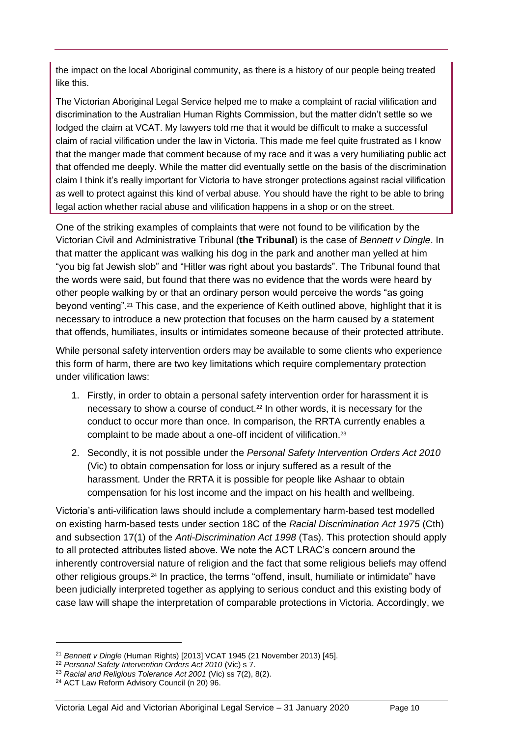the impact on the local Aboriginal community, as there is a history of our people being treated like this.

The Victorian Aboriginal Legal Service helped me to make a complaint of racial vilification and discrimination to the Australian Human Rights Commission, but the matter didn't settle so we lodged the claim at VCAT. My lawyers told me that it would be difficult to make a successful claim of racial vilification under the law in Victoria. This made me feel quite frustrated as I know that the manger made that comment because of my race and it was a very humiliating public act that offended me deeply. While the matter did eventually settle on the basis of the discrimination claim I think it's really important for Victoria to have stronger protections against racial vilification as well to protect against this kind of verbal abuse. You should have the right to be able to bring legal action whether racial abuse and vilification happens in a shop or on the street.

One of the striking examples of complaints that were not found to be vilification by the Victorian Civil and Administrative Tribunal (**the Tribunal**) is the case of *Bennett v Dingle*. In that matter the applicant was walking his dog in the park and another man yelled at him "you big fat Jewish slob" and "Hitler was right about you bastards". The Tribunal found that the words were said, but found that there was no evidence that the words were heard by other people walking by or that an ordinary person would perceive the words "as going beyond venting".[21] This case, and the experience of Keith outlined above, highlight that it is necessary to introduce a new protection that focuses on the harm caused by a statement that offends, humiliates, insults or intimidates someone because of their protected attribute.

While personal safety intervention orders may be available to some clients who experience this form of harm, there are two key limitations which require complementary protection under vilification laws:

1. Firstly, in order to obtain a personal safety intervention order for harassment it is necessary to show a course of conduct.[22] In other words, it is necessary for the conduct to occur more than once. In comparison, the RRTA currently enables a complaint to be made about a one-off incident of vilification.[23]
2. Secondly, it is not possible under the *Personal Safety Intervention Orders Act 2010* (Vic) to obtain compensation for loss or injury suffered as a result of the harassment. Under the RRTA it is possible for people like Ashaar to obtain compensation for his lost income and the impact on his health and wellbeing.

Victoria's anti-vilification laws should include a complementary harm-based test modelled on existing harm-based tests under section 18C of the *Racial Discrimination Act 1975* (Cth) and subsection 17(1) of the *Anti-Discrimination Act 1998* (Tas). This protection should apply to all protected attributes listed above. We note the ACT LRAC's concern around the inherently controversial nature of religion and the fact that some religious beliefs may offend other religious groups.[24] In practice, the terms "offend, insult, humiliate or intimidate" have been judicially interpreted together as applying to serious conduct and this existing body of case law will shape the interpretation of comparable protections in Victoria. Accordingly, we

---

[21] *Bennett v Dingle* (Human Rights) [2013] VCAT 1945 (21 November 2013) [45].

[22] *Personal Safety Intervention Orders Act 2010* (Vic) s 7.

[23] *Racial and Religious Tolerance Act 2001* (Vic) ss 7(2), 8(2).

[24] ACT Law Reform Advisory Council (n 20) 96.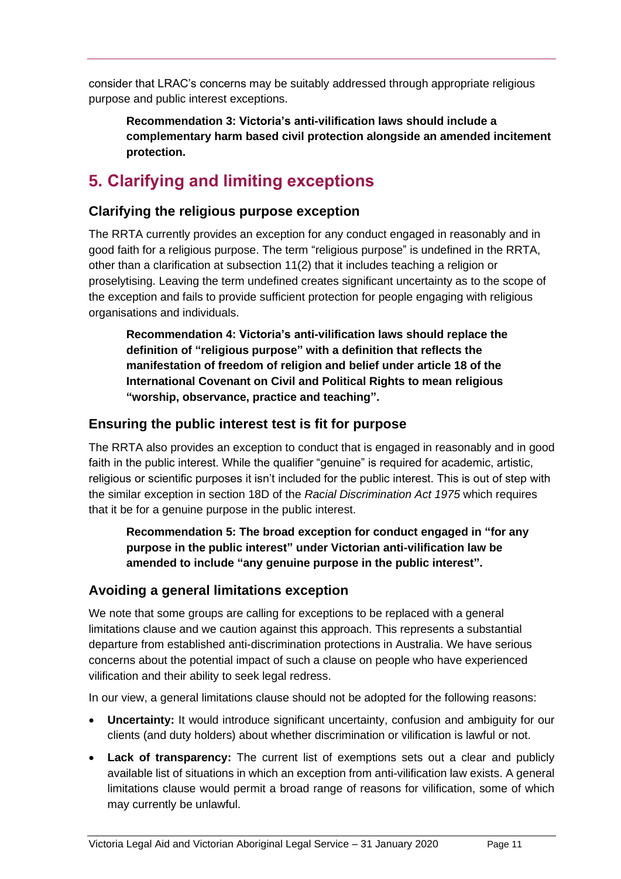consider that LRAC's concerns may be suitably addressed through appropriate religious purpose and public interest exceptions.

> **Recommendation 3: Victoria's anti-vilification laws should include a complementary harm based civil protection alongside an amended incitement protection.**

## 5. Clarifying and limiting exceptions

### Clarifying the religious purpose exception

The RRTA currently provides an exception for any conduct engaged in reasonably and in good faith for a religious purpose. The term "religious purpose" is undefined in the RRTA, other than a clarification at subsection 11(2) that it includes teaching a religion or proselytising. Leaving the term undefined creates significant uncertainty as to the scope of the exception and fails to provide sufficient protection for people engaging with religious organisations and individuals.

> **Recommendation 4: Victoria's anti-vilification laws should replace the definition of "religious purpose" with a definition that reflects the manifestation of freedom of religion and belief under article 18 of the International Covenant on Civil and Political Rights to mean religious "worship, observance, practice and teaching".**

### Ensuring the public interest test is fit for purpose

The RRTA also provides an exception to conduct that is engaged in reasonably and in good faith in the public interest. While the qualifier "genuine" is required for academic, artistic, religious or scientific purposes it isn't included for the public interest. This is out of step with the similar exception in section 18D of the *Racial Discrimination Act 1975* which requires that it be for a genuine purpose in the public interest.

> **Recommendation 5: The broad exception for conduct engaged in "for any purpose in the public interest" under Victorian anti-vilification law be amended to include "any genuine purpose in the public interest".**

### Avoiding a general limitations exception

We note that some groups are calling for exceptions to be replaced with a general limitations clause and we caution against this approach. This represents a substantial departure from established anti-discrimination protections in Australia. We have serious concerns about the potential impact of such a clause on people who have experienced vilification and their ability to seek legal redress.

In our view, a general limitations clause should not be adopted for the following reasons:

- **Uncertainty:** It would introduce significant uncertainty, confusion and ambiguity for our clients (and duty holders) about whether discrimination or vilification is lawful or not.
- **Lack of transparency:** The current list of exemptions sets out a clear and publicly available list of situations in which an exception from anti-vilification law exists. A general limitations clause would permit a broad range of reasons for vilification, some of which may currently be unlawful.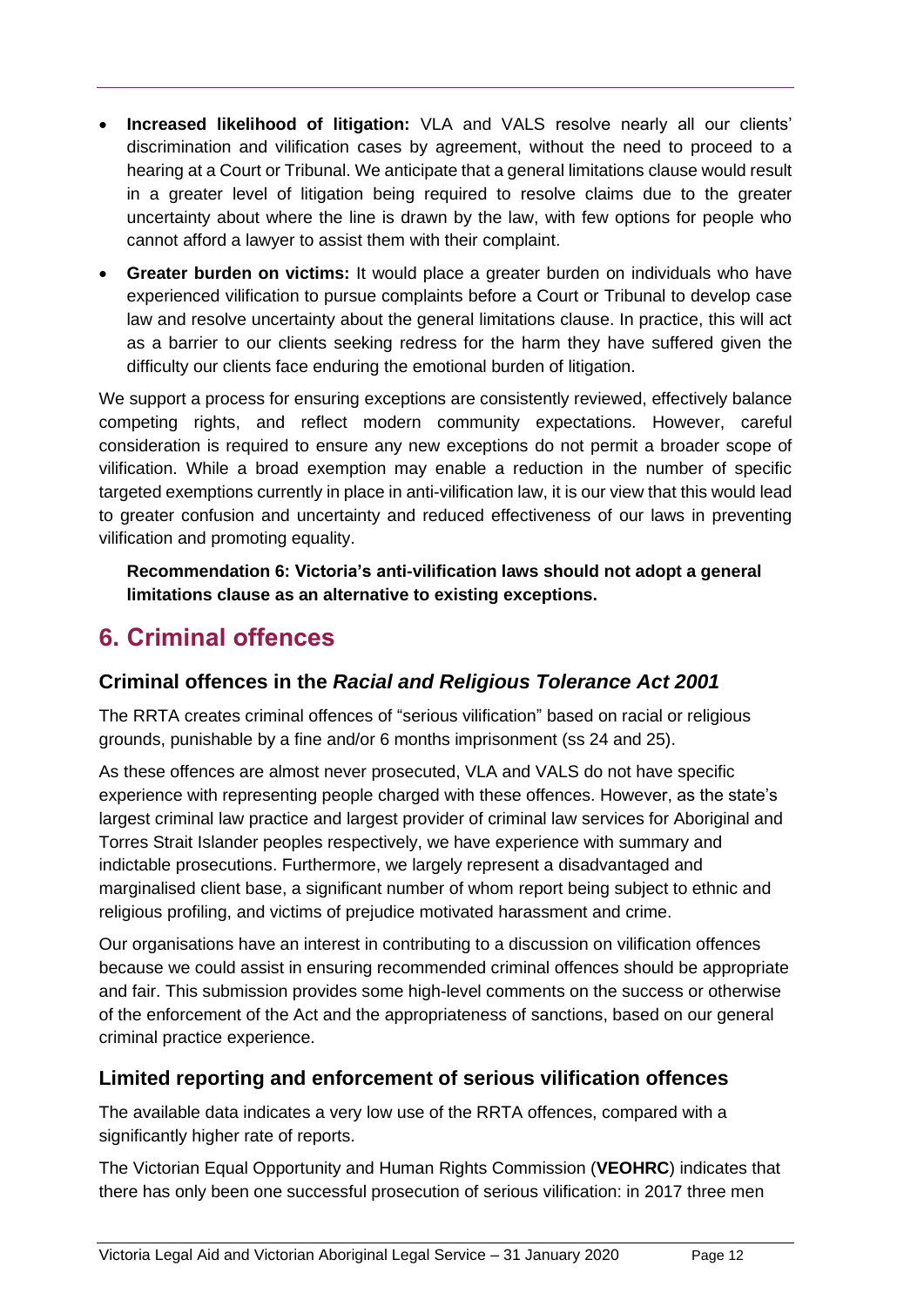- **Increased likelihood of litigation:** VLA and VALS resolve nearly all our clients' discrimination and vilification cases by agreement, without the need to proceed to a hearing at a Court or Tribunal. We anticipate that a general limitations clause would result in a greater level of litigation being required to resolve claims due to the greater uncertainty about where the line is drawn by the law, with few options for people who cannot afford a lawyer to assist them with their complaint.
- **Greater burden on victims:** It would place a greater burden on individuals who have experienced vilification to pursue complaints before a Court or Tribunal to develop case law and resolve uncertainty about the general limitations clause. In practice, this will act as a barrier to our clients seeking redress for the harm they have suffered given the difficulty our clients face enduring the emotional burden of litigation.

We support a process for ensuring exceptions are consistently reviewed, effectively balance competing rights, and reflect modern community expectations. However, careful consideration is required to ensure any new exceptions do not permit a broader scope of vilification. While a broad exemption may enable a reduction in the number of specific targeted exemptions currently in place in anti-vilification law, it is our view that this would lead to greater confusion and uncertainty and reduced effectiveness of our laws in preventing vilification and promoting equality.

**Recommendation 6: Victoria's anti-vilification laws should not adopt a general limitations clause as an alternative to existing exceptions.**

# 6. Criminal offences

## Criminal offences in the *Racial and Religious Tolerance Act 2001*

The RRTA creates criminal offences of "serious vilification" based on racial or religious grounds, punishable by a fine and/or 6 months imprisonment (ss 24 and 25).

As these offences are almost never prosecuted, VLA and VALS do not have specific experience with representing people charged with these offences. However, as the state's largest criminal law practice and largest provider of criminal law services for Aboriginal and Torres Strait Islander peoples respectively, we have experience with summary and indictable prosecutions. Furthermore, we largely represent a disadvantaged and marginalised client base, a significant number of whom report being subject to ethnic and religious profiling, and victims of prejudice motivated harassment and crime.

Our organisations have an interest in contributing to a discussion on vilification offences because we could assist in ensuring recommended criminal offences should be appropriate and fair. This submission provides some high-level comments on the success or otherwise of the enforcement of the Act and the appropriateness of sanctions, based on our general criminal practice experience.

## Limited reporting and enforcement of serious vilification offences

The available data indicates a very low use of the RRTA offences, compared with a significantly higher rate of reports.

The Victorian Equal Opportunity and Human Rights Commission (**VEOHRC**) indicates that there has only been one successful prosecution of serious vilification: in 2017 three men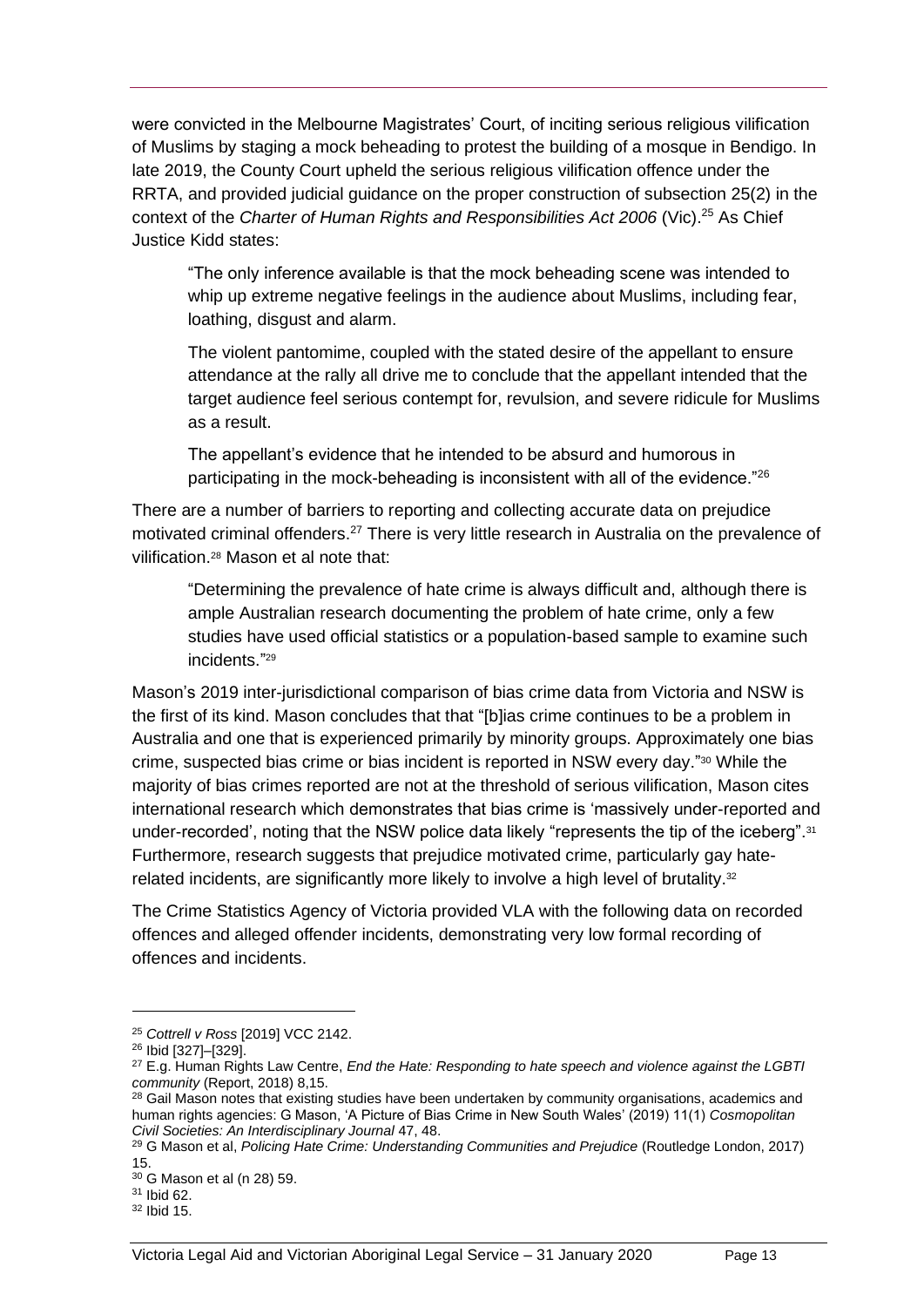were convicted in the Melbourne Magistrates' Court, of inciting serious religious vilification of Muslims by staging a mock beheading to protest the building of a mosque in Bendigo. In late 2019, the County Court upheld the serious religious vilification offence under the RRTA, and provided judicial guidance on the proper construction of subsection 25(2) in the context of the *Charter of Human Rights and Responsibilities Act 2006* (Vic).[25] As Chief Justice Kidd states:

> "The only inference available is that the mock beheading scene was intended to whip up extreme negative feelings in the audience about Muslims, including fear, loathing, disgust and alarm.
>
> The violent pantomime, coupled with the stated desire of the appellant to ensure attendance at the rally all drive me to conclude that the appellant intended that the target audience feel serious contempt for, revulsion, and severe ridicule for Muslims as a result.
>
> The appellant's evidence that he intended to be absurd and humorous in participating in the mock-beheading is inconsistent with all of the evidence."[26]

There are a number of barriers to reporting and collecting accurate data on prejudice motivated criminal offenders.[27] There is very little research in Australia on the prevalence of vilification.[28] Mason et al note that:

> "Determining the prevalence of hate crime is always difficult and, although there is ample Australian research documenting the problem of hate crime, only a few studies have used official statistics or a population-based sample to examine such incidents."[29]

Mason's 2019 inter-jurisdictional comparison of bias crime data from Victoria and NSW is the first of its kind. Mason concludes that that "[b]ias crime continues to be a problem in Australia and one that is experienced primarily by minority groups. Approximately one bias crime, suspected bias crime or bias incident is reported in NSW every day."[30] While the majority of bias crimes reported are not at the threshold of serious vilification, Mason cites international research which demonstrates that bias crime is 'massively under-reported and under-recorded', noting that the NSW police data likely "represents the tip of the iceberg".[31] Furthermore, research suggests that prejudice motivated crime, particularly gay hate-related incidents, are significantly more likely to involve a high level of brutality.[32]

The Crime Statistics Agency of Victoria provided VLA with the following data on recorded offences and alleged offender incidents, demonstrating very low formal recording of offences and incidents.

---

[25] *Cottrell v Ross* [2019] VCC 2142.

[26] Ibid [327]–[329].

[27] E.g. Human Rights Law Centre, *End the Hate: Responding to hate speech and violence against the LGBTI community* (Report, 2018) 8,15.

[28] Gail Mason notes that existing studies have been undertaken by community organisations, academics and human rights agencies: G Mason, 'A Picture of Bias Crime in New South Wales' (2019) 11(1) *Cosmopolitan Civil Societies: An Interdisciplinary Journal* 47, 48.

[29] G Mason et al, *Policing Hate Crime: Understanding Communities and Prejudice* (Routledge London, 2017) 15.

[30] G Mason et al (n 28) 59.

[31] Ibid 62.

[32] Ibid 15.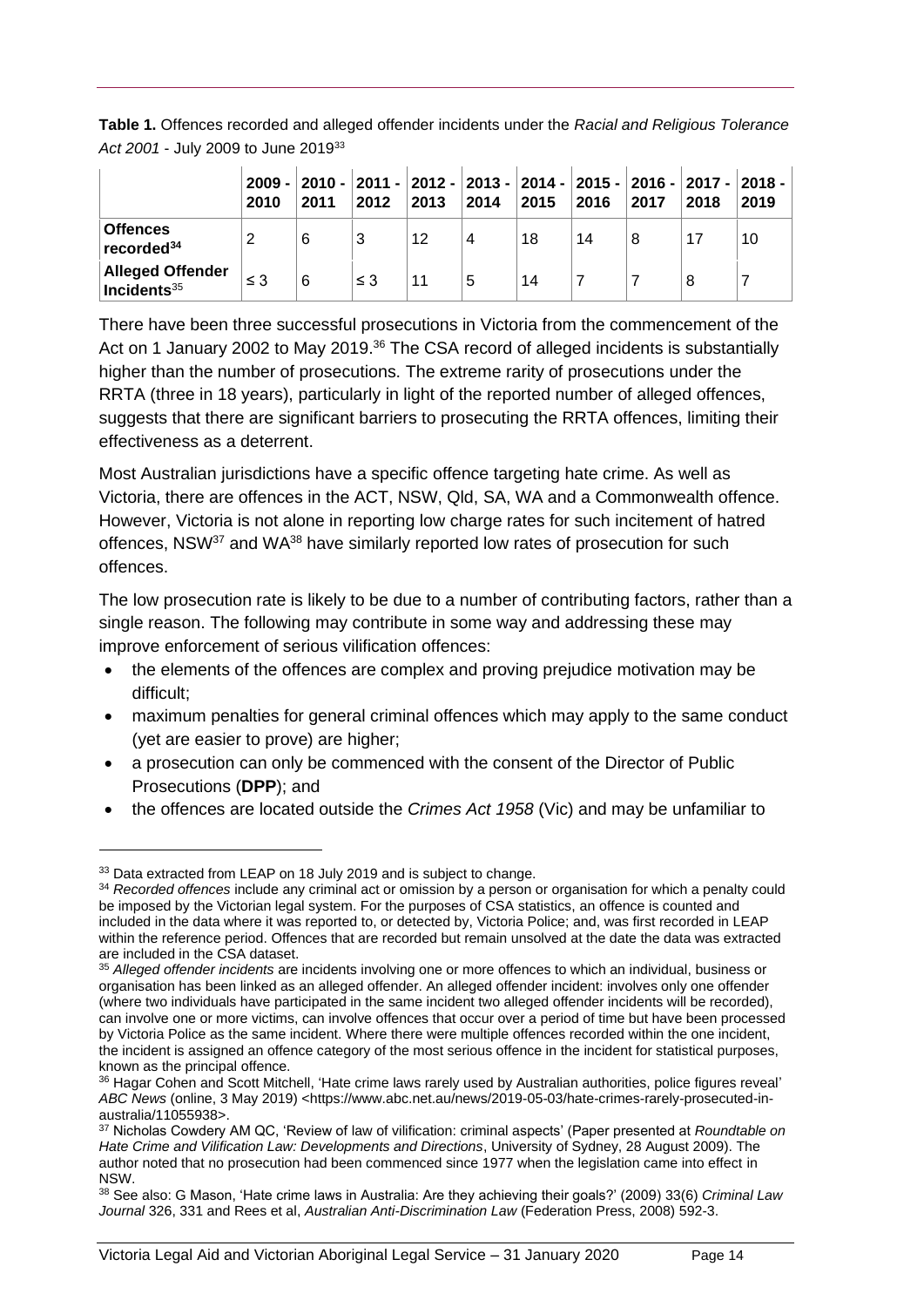**Table 1.** Offences recorded and alleged offender incidents under the *Racial and Religious Tolerance Act 2001* - July 2009 to June 2019[33]

| | 2009 - 2010 | 2010 - 2011 | 2011 - 2012 | 2012 - 2013 | 2013 - 2014 | 2014 - 2015 | 2015 - 2016 | 2016 - 2017 | 2017 - 2018 | 2018 - 2019 |
|---|---|---|---|---|---|---|---|---|---|---|
| **Offences recorded**[34] | 2 | 6 | 3 | 12 | 4 | 18 | 14 | 8 | 17 | 10 |
| **Alleged Offender Incidents**[35] | ≤ 3 | 6 | ≤ 3 | 11 | 5 | 14 | 7 | 7 | 8 | 7 |

There have been three successful prosecutions in Victoria from the commencement of the Act on 1 January 2002 to May 2019.[36] The CSA record of alleged incidents is substantially higher than the number of prosecutions. The extreme rarity of prosecutions under the RRTA (three in 18 years), particularly in light of the reported number of alleged offences, suggests that there are significant barriers to prosecuting the RRTA offences, limiting their effectiveness as a deterrent.

Most Australian jurisdictions have a specific offence targeting hate crime. As well as Victoria, there are offences in the ACT, NSW, Qld, SA, WA and a Commonwealth offence. However, Victoria is not alone in reporting low charge rates for such incitement of hatred offences, NSW[37] and WA[38] have similarly reported low rates of prosecution for such offences.

The low prosecution rate is likely to be due to a number of contributing factors, rather than a single reason. The following may contribute in some way and addressing these may improve enforcement of serious vilification offences:

- the elements of the offences are complex and proving prejudice motivation may be difficult;
- maximum penalties for general criminal offences which may apply to the same conduct (yet are easier to prove) are higher;
- a prosecution can only be commenced with the consent of the Director of Public Prosecutions (**DPP**); and
- the offences are located outside the *Crimes Act 1958* (Vic) and may be unfamiliar to

---

[33] Data extracted from LEAP on 18 July 2019 and is subject to change.

[34] *Recorded offences* include any criminal act or omission by a person or organisation for which a penalty could be imposed by the Victorian legal system. For the purposes of CSA statistics, an offence is counted and included in the data where it was reported to, or detected by, Victoria Police; and, was first recorded in LEAP within the reference period. Offences that are recorded but remain unsolved at the date the data was extracted are included in the CSA dataset.

[35] *Alleged offender incidents* are incidents involving one or more offences to which an individual, business or organisation has been linked as an alleged offender. An alleged offender incident: involves only one offender (where two individuals have participated in the same incident two alleged offender incidents will be recorded), can involve one or more victims, can involve offences that occur over a period of time but have been processed by Victoria Police as the same incident. Where there were multiple offences recorded within the one incident, the incident is assigned an offence category of the most serious offence in the incident for statistical purposes, known as the principal offence.

[36] Hagar Cohen and Scott Mitchell, 'Hate crime laws rarely used by Australian authorities, police figures reveal' *ABC News* (online, 3 May 2019) <https://www.abc.net.au/news/2019-05-03/hate-crimes-rarely-prosecuted-in-australia/11055938>.

[37] Nicholas Cowdery AM QC, 'Review of law of vilification: criminal aspects' (Paper presented at *Roundtable on Hate Crime and Vilification Law: Developments and Directions*, University of Sydney, 28 August 2009). The author noted that no prosecution had been commenced since 1977 when the legislation came into effect in NSW.

[38] See also: G Mason, 'Hate crime laws in Australia: Are they achieving their goals?' (2009) 33(6) *Criminal Law Journal* 326, 331 and Rees et al, *Australian Anti-Discrimination Law* (Federation Press, 2008) 592-3.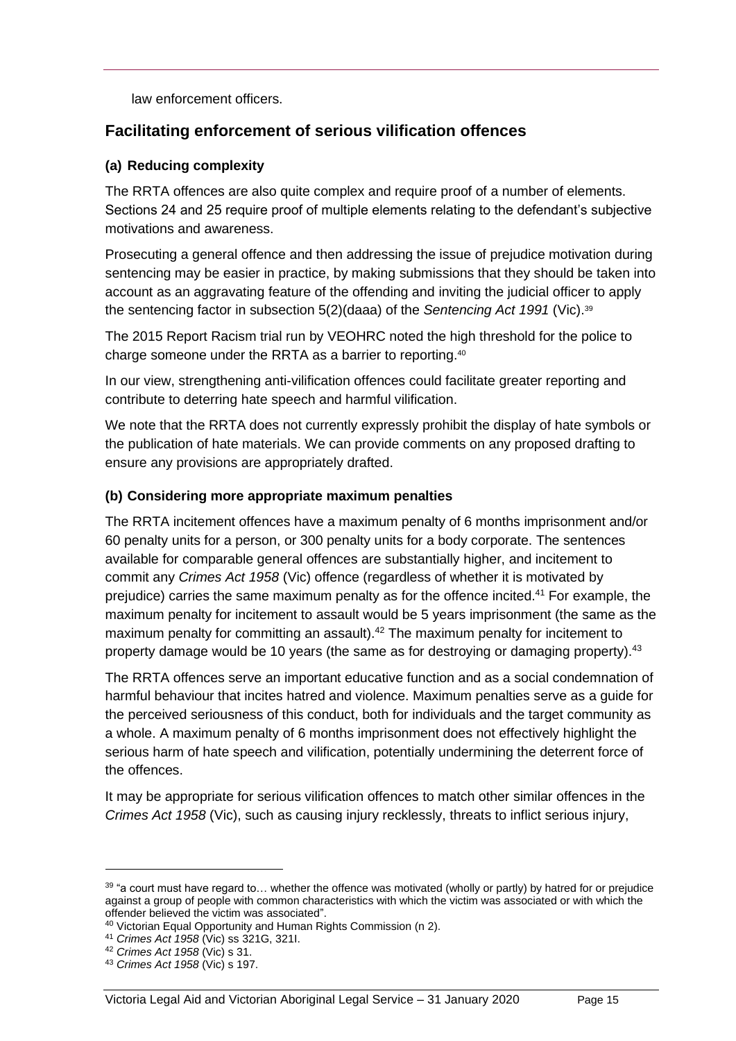law enforcement officers.

## Facilitating enforcement of serious vilification offences

### (a) Reducing complexity

The RRTA offences are also quite complex and require proof of a number of elements. Sections 24 and 25 require proof of multiple elements relating to the defendant's subjective motivations and awareness.

Prosecuting a general offence and then addressing the issue of prejudice motivation during sentencing may be easier in practice, by making submissions that they should be taken into account as an aggravating feature of the offending and inviting the judicial officer to apply the sentencing factor in subsection 5(2)(daaa) of the *Sentencing Act 1991* (Vic).[39]

The 2015 Report Racism trial run by VEOHRC noted the high threshold for the police to charge someone under the RRTA as a barrier to reporting.[40]

In our view, strengthening anti-vilification offences could facilitate greater reporting and contribute to deterring hate speech and harmful vilification.

We note that the RRTA does not currently expressly prohibit the display of hate symbols or the publication of hate materials. We can provide comments on any proposed drafting to ensure any provisions are appropriately drafted.

### (b) Considering more appropriate maximum penalties

The RRTA incitement offences have a maximum penalty of 6 months imprisonment and/or 60 penalty units for a person, or 300 penalty units for a body corporate. The sentences available for comparable general offences are substantially higher, and incitement to commit any *Crimes Act 1958* (Vic) offence (regardless of whether it is motivated by prejudice) carries the same maximum penalty as for the offence incited.[41] For example, the maximum penalty for incitement to assault would be 5 years imprisonment (the same as the maximum penalty for committing an assault).[42] The maximum penalty for incitement to property damage would be 10 years (the same as for destroying or damaging property).[43]

The RRTA offences serve an important educative function and as a social condemnation of harmful behaviour that incites hatred and violence. Maximum penalties serve as a guide for the perceived seriousness of this conduct, both for individuals and the target community as a whole. A maximum penalty of 6 months imprisonment does not effectively highlight the serious harm of hate speech and vilification, potentially undermining the deterrent force of the offences.

It may be appropriate for serious vilification offences to match other similar offences in the *Crimes Act 1958* (Vic), such as causing injury recklessly, threats to inflict serious injury,

---

[39] "a court must have regard to… whether the offence was motivated (wholly or partly) by hatred for or prejudice against a group of people with common characteristics with which the victim was associated or with which the offender believed the victim was associated".

[40] Victorian Equal Opportunity and Human Rights Commission (n 2).

[41] *Crimes Act 1958* (Vic) ss 321G, 321I.

[42] *Crimes Act 1958* (Vic) s 31.

[43] *Crimes Act 1958* (Vic) s 197.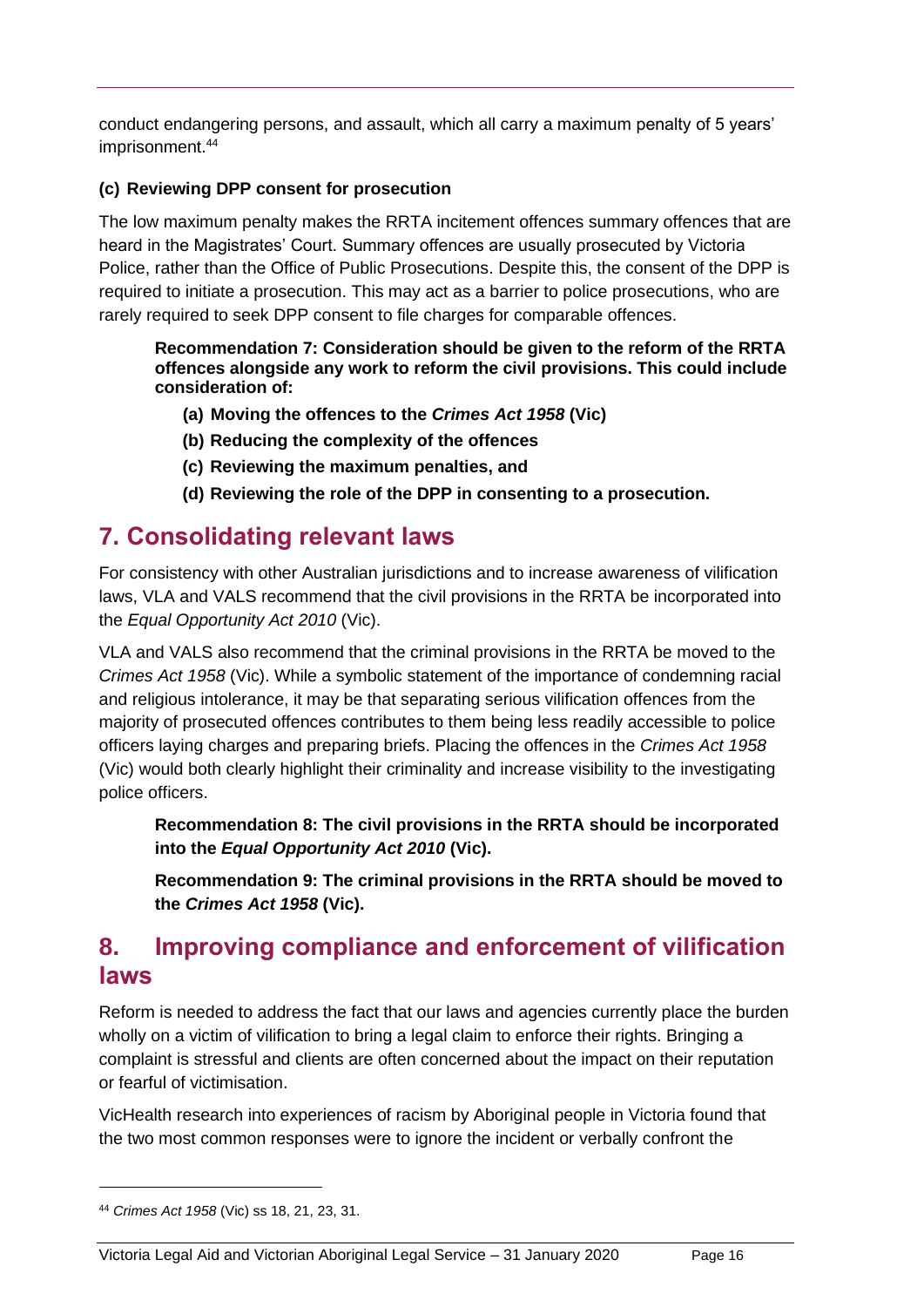conduct endangering persons, and assault, which all carry a maximum penalty of 5 years' imprisonment.[44]

### (c) Reviewing DPP consent for prosecution

The low maximum penalty makes the RRTA incitement offences summary offences that are heard in the Magistrates' Court. Summary offences are usually prosecuted by Victoria Police, rather than the Office of Public Prosecutions. Despite this, the consent of the DPP is required to initiate a prosecution. This may act as a barrier to police prosecutions, who are rarely required to seek DPP consent to file charges for comparable offences.

> **Recommendation 7: Consideration should be given to the reform of the RRTA offences alongside any work to reform the civil provisions. This could include consideration of:**
>
> **(a) Moving the offences to the *Crimes Act 1958* (Vic)**
>
> **(b) Reducing the complexity of the offences**
>
> **(c) Reviewing the maximum penalties, and**
>
> **(d) Reviewing the role of the DPP in consenting to a prosecution.**

## 7. Consolidating relevant laws

For consistency with other Australian jurisdictions and to increase awareness of vilification laws, VLA and VALS recommend that the civil provisions in the RRTA be incorporated into the *Equal Opportunity Act 2010* (Vic).

VLA and VALS also recommend that the criminal provisions in the RRTA be moved to the *Crimes Act 1958* (Vic). While a symbolic statement of the importance of condemning racial and religious intolerance, it may be that separating serious vilification offences from the majority of prosecuted offences contributes to them being less readily accessible to police officers laying charges and preparing briefs. Placing the offences in the *Crimes Act 1958* (Vic) would both clearly highlight their criminality and increase visibility to the investigating police officers.

> **Recommendation 8: The civil provisions in the RRTA should be incorporated into the *Equal Opportunity Act 2010* (Vic).**
>
> **Recommendation 9: The criminal provisions in the RRTA should be moved to the *Crimes Act 1958* (Vic).**

## 8. Improving compliance and enforcement of vilification laws

Reform is needed to address the fact that our laws and agencies currently place the burden wholly on a victim of vilification to bring a legal claim to enforce their rights. Bringing a complaint is stressful and clients are often concerned about the impact on their reputation or fearful of victimisation.

VicHealth research into experiences of racism by Aboriginal people in Victoria found that the two most common responses were to ignore the incident or verbally confront the

[44] *Crimes Act 1958* (Vic) ss 18, 21, 23, 31.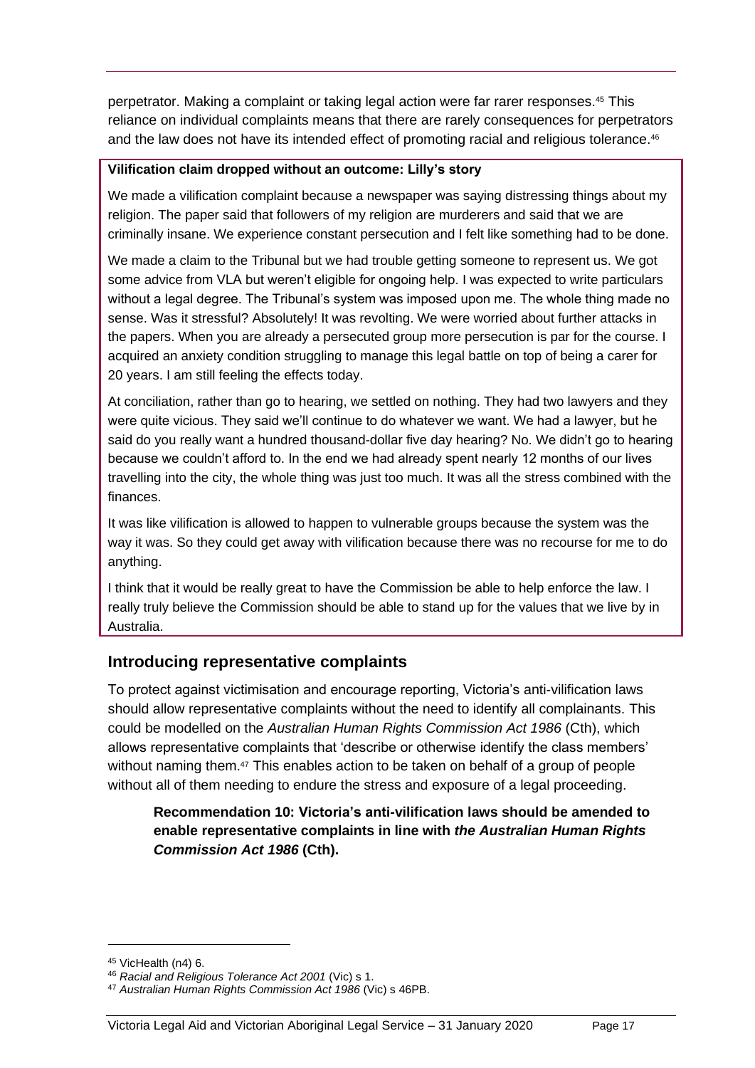perpetrator. Making a complaint or taking legal action were far rarer responses.[45] This reliance on individual complaints means that there are rarely consequences for perpetrators and the law does not have its intended effect of promoting racial and religious tolerance.[46]

**Vilification claim dropped without an outcome: Lilly's story**

We made a vilification complaint because a newspaper was saying distressing things about my religion. The paper said that followers of my religion are murderers and said that we are criminally insane. We experience constant persecution and I felt like something had to be done.

We made a claim to the Tribunal but we had trouble getting someone to represent us. We got some advice from VLA but weren't eligible for ongoing help. I was expected to write particulars without a legal degree. The Tribunal's system was imposed upon me. The whole thing made no sense. Was it stressful? Absolutely! It was revolting. We were worried about further attacks in the papers. When you are already a persecuted group more persecution is par for the course. I acquired an anxiety condition struggling to manage this legal battle on top of being a carer for 20 years. I am still feeling the effects today.

At conciliation, rather than go to hearing, we settled on nothing. They had two lawyers and they were quite vicious. They said we'll continue to do whatever we want. We had a lawyer, but he said do you really want a hundred thousand-dollar five day hearing? No. We didn't go to hearing because we couldn't afford to. In the end we had already spent nearly 12 months of our lives travelling into the city, the whole thing was just too much. It was all the stress combined with the finances.

It was like vilification is allowed to happen to vulnerable groups because the system was the way it was. So they could get away with vilification because there was no recourse for me to do anything.

I think that it would be really great to have the Commission be able to help enforce the law. I really truly believe the Commission should be able to stand up for the values that we live by in Australia.

## Introducing representative complaints

To protect against victimisation and encourage reporting, Victoria's anti-vilification laws should allow representative complaints without the need to identify all complainants. This could be modelled on the *Australian Human Rights Commission Act 1986* (Cth), which allows representative complaints that 'describe or otherwise identify the class members' without naming them.[47] This enables action to be taken on behalf of a group of people without all of them needing to endure the stress and exposure of a legal proceeding.

> **Recommendation 10: Victoria's anti-vilification laws should be amended to enable representative complaints in line with *the Australian Human Rights Commission Act 1986* (Cth).**

---

[45] VicHealth (n4) 6.

[46] *Racial and Religious Tolerance Act 2001* (Vic) s 1.

[47] *Australian Human Rights Commission Act 1986* (Vic) s 46PB.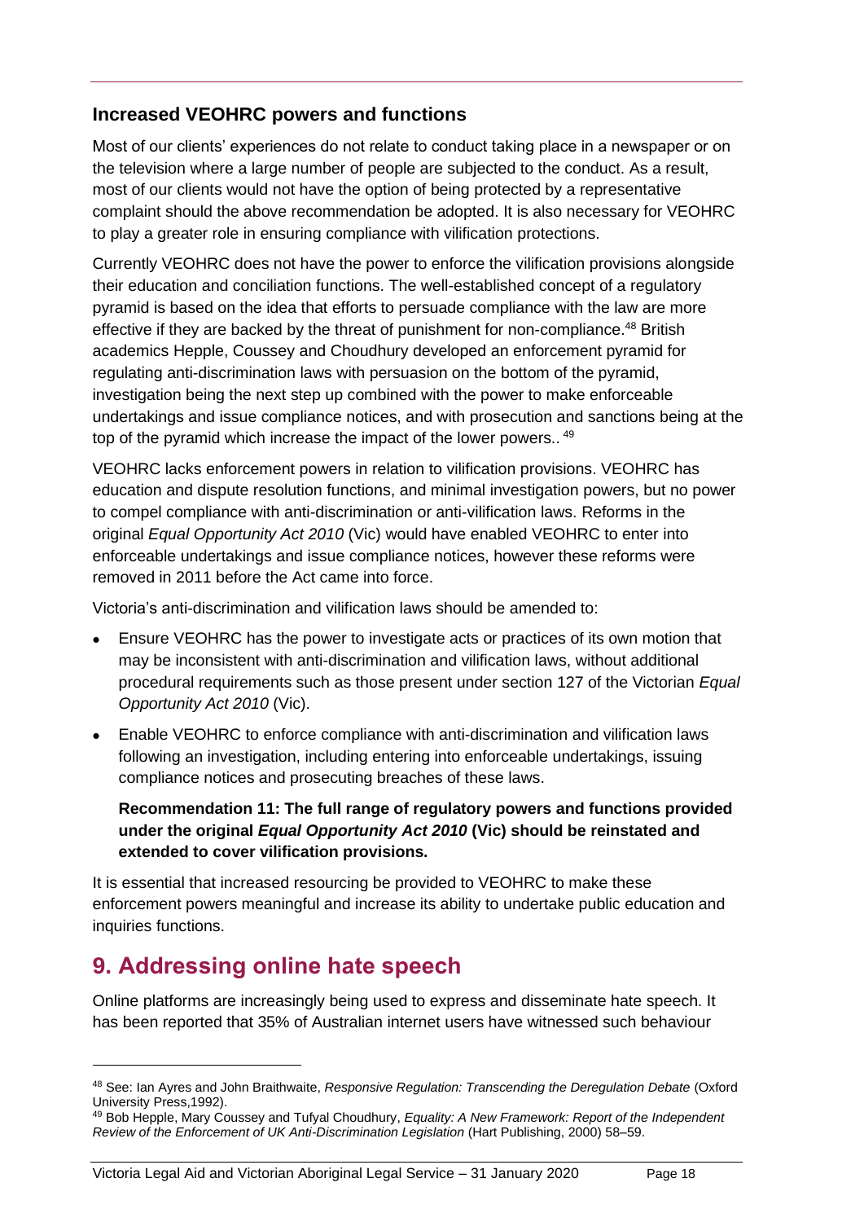### Increased VEOHRC powers and functions

Most of our clients' experiences do not relate to conduct taking place in a newspaper or on the television where a large number of people are subjected to the conduct. As a result, most of our clients would not have the option of being protected by a representative complaint should the above recommendation be adopted. It is also necessary for VEOHRC to play a greater role in ensuring compliance with vilification protections.

Currently VEOHRC does not have the power to enforce the vilification provisions alongside their education and conciliation functions. The well-established concept of a regulatory pyramid is based on the idea that efforts to persuade compliance with the law are more effective if they are backed by the threat of punishment for non-compliance.[48] British academics Hepple, Coussey and Choudhury developed an enforcement pyramid for regulating anti-discrimination laws with persuasion on the bottom of the pyramid, investigation being the next step up combined with the power to make enforceable undertakings and issue compliance notices, and with prosecution and sanctions being at the top of the pyramid which increase the impact of the lower powers.. [49]

VEOHRC lacks enforcement powers in relation to vilification provisions. VEOHRC has education and dispute resolution functions, and minimal investigation powers, but no power to compel compliance with anti-discrimination or anti-vilification laws. Reforms in the original *Equal Opportunity Act 2010* (Vic) would have enabled VEOHRC to enter into enforceable undertakings and issue compliance notices, however these reforms were removed in 2011 before the Act came into force.

Victoria's anti-discrimination and vilification laws should be amended to:

- Ensure VEOHRC has the power to investigate acts or practices of its own motion that may be inconsistent with anti-discrimination and vilification laws, without additional procedural requirements such as those present under section 127 of the Victorian *Equal Opportunity Act 2010* (Vic).
- Enable VEOHRC to enforce compliance with anti-discrimination and vilification laws following an investigation, including entering into enforceable undertakings, issuing compliance notices and prosecuting breaches of these laws.

**Recommendation 11: The full range of regulatory powers and functions provided under the original *Equal Opportunity Act 2010* (Vic) should be reinstated and extended to cover vilification provisions.**

It is essential that increased resourcing be provided to VEOHRC to make these enforcement powers meaningful and increase its ability to undertake public education and inquiries functions.

## 9. Addressing online hate speech

Online platforms are increasingly being used to express and disseminate hate speech. It has been reported that 35% of Australian internet users have witnessed such behaviour

---

[48] See: Ian Ayres and John Braithwaite, *Responsive Regulation: Transcending the Deregulation Debate* (Oxford University Press,1992).

[49] Bob Hepple, Mary Coussey and Tufyal Choudhury, *Equality: A New Framework: Report of the Independent Review of the Enforcement of UK Anti-Discrimination Legislation* (Hart Publishing, 2000) 58–59.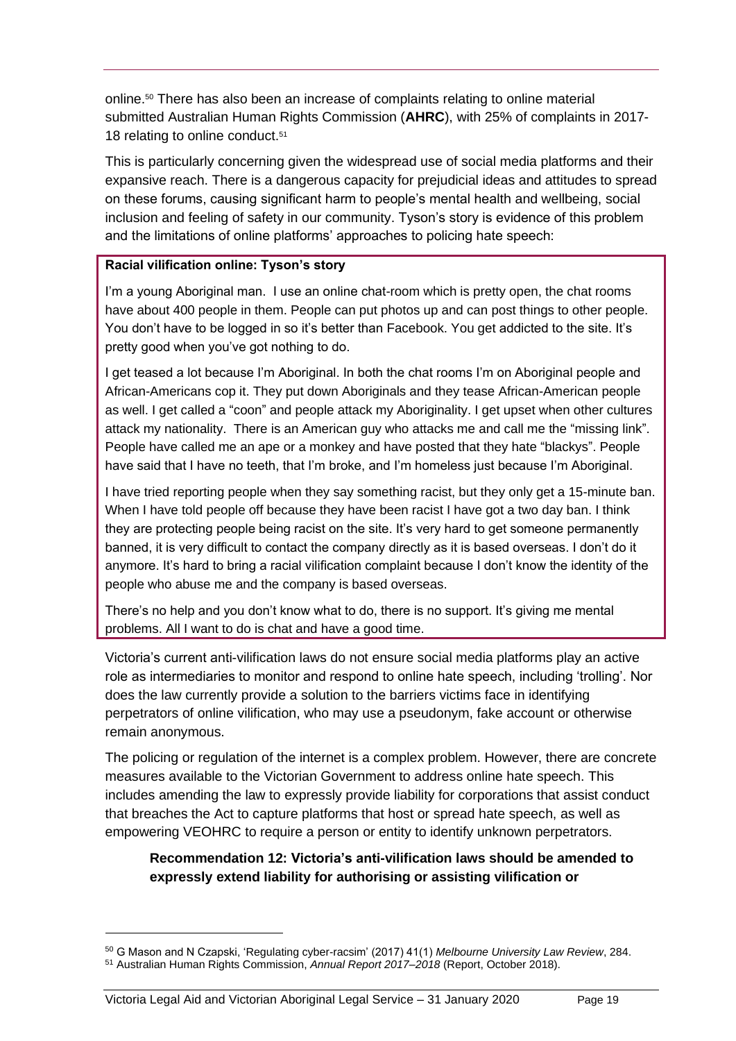online.[50] There has also been an increase of complaints relating to online material submitted Australian Human Rights Commission (**AHRC**), with 25% of complaints in 2017-18 relating to online conduct.[51]

This is particularly concerning given the widespread use of social media platforms and their expansive reach. There is a dangerous capacity for prejudicial ideas and attitudes to spread on these forums, causing significant harm to people's mental health and wellbeing, social inclusion and feeling of safety in our community. Tyson's story is evidence of this problem and the limitations of online platforms' approaches to policing hate speech:

**Racial vilification online: Tyson's story**

I'm a young Aboriginal man. I use an online chat-room which is pretty open, the chat rooms have about 400 people in them. People can put photos up and can post things to other people. You don't have to be logged in so it's better than Facebook. You get addicted to the site. It's pretty good when you've got nothing to do.

I get teased a lot because I'm Aboriginal. In both the chat rooms I'm on Aboriginal people and African-Americans cop it. They put down Aboriginals and they tease African-American people as well. I get called a "coon" and people attack my Aboriginality. I get upset when other cultures attack my nationality. There is an American guy who attacks me and call me the "missing link". People have called me an ape or a monkey and have posted that they hate "blackys". People have said that I have no teeth, that I'm broke, and I'm homeless just because I'm Aboriginal.

I have tried reporting people when they say something racist, but they only get a 15-minute ban. When I have told people off because they have been racist I have got a two day ban. I think they are protecting people being racist on the site. It's very hard to get someone permanently banned, it is very difficult to contact the company directly as it is based overseas. I don't do it anymore. It's hard to bring a racial vilification complaint because I don't know the identity of the people who abuse me and the company is based overseas.

There's no help and you don't know what to do, there is no support. It's giving me mental problems. All I want to do is chat and have a good time.

Victoria's current anti-vilification laws do not ensure social media platforms play an active role as intermediaries to monitor and respond to online hate speech, including 'trolling'. Nor does the law currently provide a solution to the barriers victims face in identifying perpetrators of online vilification, who may use a pseudonym, fake account or otherwise remain anonymous.

The policing or regulation of the internet is a complex problem. However, there are concrete measures available to the Victorian Government to address online hate speech. This includes amending the law to expressly provide liability for corporations that assist conduct that breaches the Act to capture platforms that host or spread hate speech, as well as empowering VEOHRC to require a person or entity to identify unknown perpetrators.

**Recommendation 12: Victoria's anti-vilification laws should be amended to expressly extend liability for authorising or assisting vilification or**

---

[50] G Mason and N Czapski, 'Regulating cyber-racsim' (2017) 41(1) *Melbourne University Law Review*, 284.

[51] Australian Human Rights Commission, *Annual Report 2017–2018* (Report, October 2018).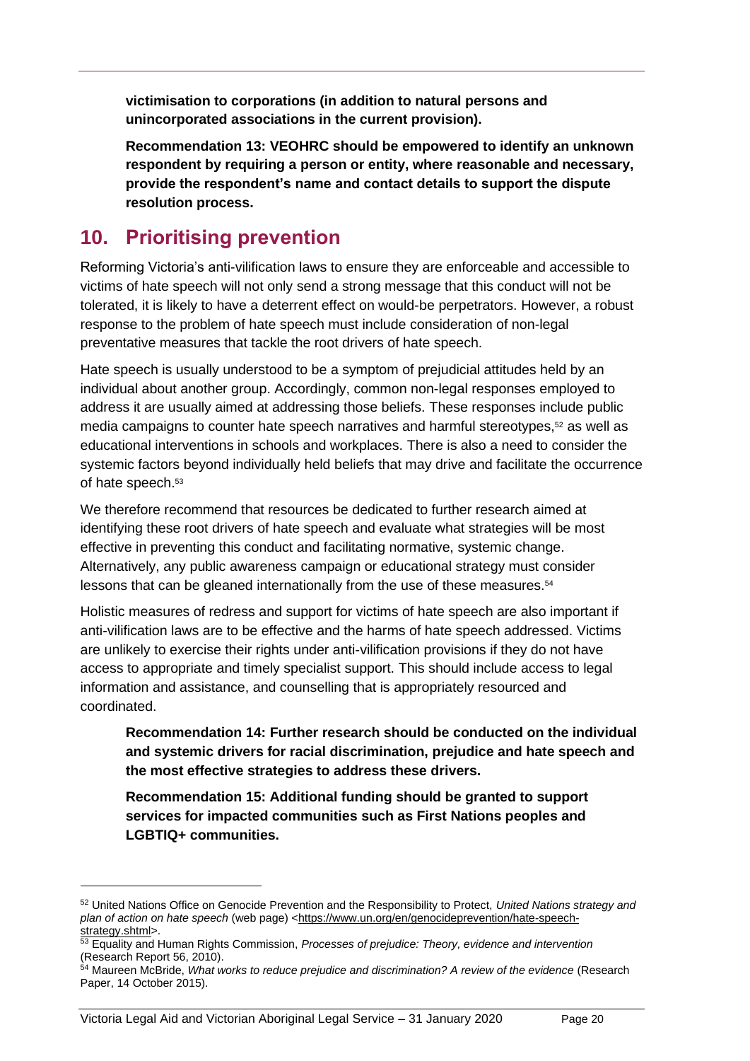**victimisation to corporations (in addition to natural persons and unincorporated associations in the current provision).**

**Recommendation 13: VEOHRC should be empowered to identify an unknown respondent by requiring a person or entity, where reasonable and necessary, provide the respondent's name and contact details to support the dispute resolution process.**

## 10. Prioritising prevention

Reforming Victoria's anti-vilification laws to ensure they are enforceable and accessible to victims of hate speech will not only send a strong message that this conduct will not be tolerated, it is likely to have a deterrent effect on would-be perpetrators. However, a robust response to the problem of hate speech must include consideration of non-legal preventative measures that tackle the root drivers of hate speech.

Hate speech is usually understood to be a symptom of prejudicial attitudes held by an individual about another group. Accordingly, common non-legal responses employed to address it are usually aimed at addressing those beliefs. These responses include public media campaigns to counter hate speech narratives and harmful stereotypes,[52] as well as educational interventions in schools and workplaces. There is also a need to consider the systemic factors beyond individually held beliefs that may drive and facilitate the occurrence of hate speech.[53]

We therefore recommend that resources be dedicated to further research aimed at identifying these root drivers of hate speech and evaluate what strategies will be most effective in preventing this conduct and facilitating normative, systemic change. Alternatively, any public awareness campaign or educational strategy must consider lessons that can be gleaned internationally from the use of these measures.[54]

Holistic measures of redress and support for victims of hate speech are also important if anti-vilification laws are to be effective and the harms of hate speech addressed. Victims are unlikely to exercise their rights under anti-vilification provisions if they do not have access to appropriate and timely specialist support. This should include access to legal information and assistance, and counselling that is appropriately resourced and coordinated.

**Recommendation 14: Further research should be conducted on the individual and systemic drivers for racial discrimination, prejudice and hate speech and the most effective strategies to address these drivers.**

**Recommendation 15: Additional funding should be granted to support services for impacted communities such as First Nations peoples and LGBTIQ+ communities.**

---

[52] United Nations Office on Genocide Prevention and the Responsibility to Protect, *United Nations strategy and plan of action on hate speech* (web page) <https://www.un.org/en/genocideprevention/hate-speech-strategy.shtml>.

[53] Equality and Human Rights Commission, *Processes of prejudice: Theory, evidence and intervention* (Research Report 56, 2010).

[54] Maureen McBride, *What works to reduce prejudice and discrimination? A review of the evidence* (Research Paper, 14 October 2015).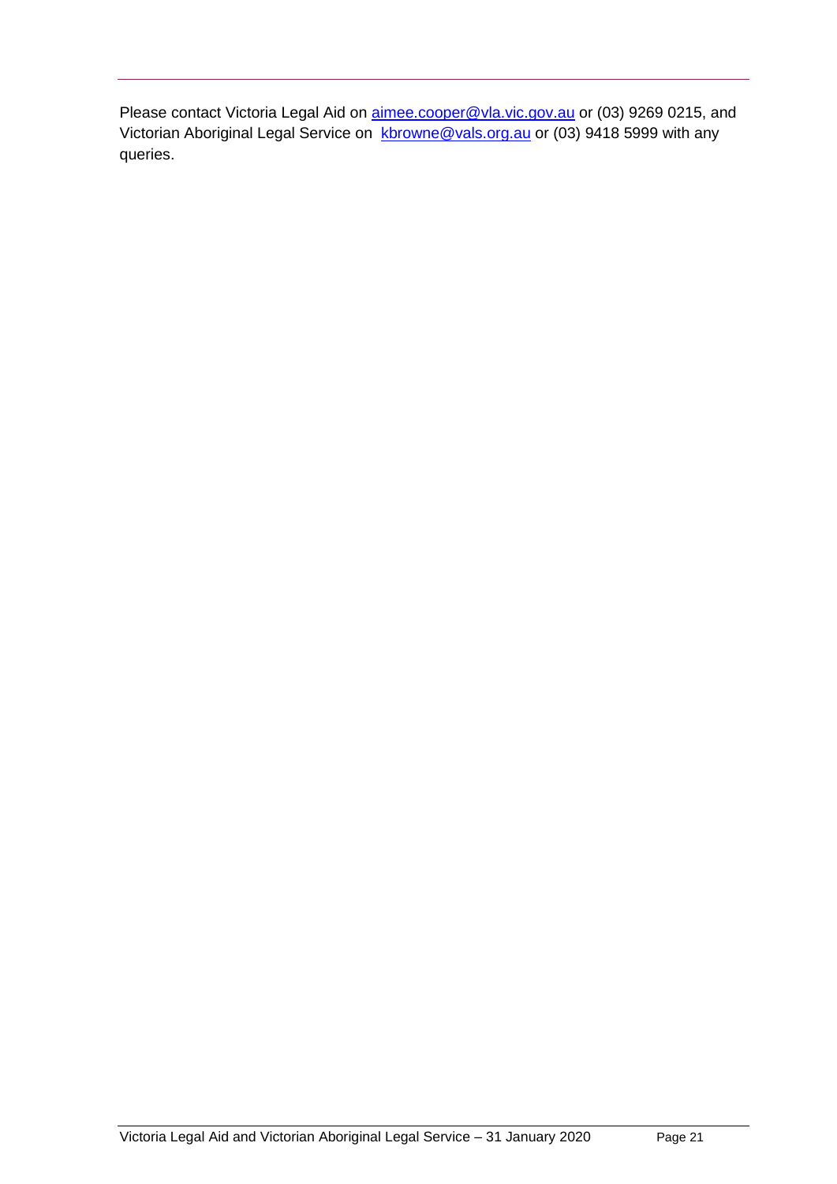Please contact Victoria Legal Aid on aimee.cooper@vla.vic.gov.au or (03) 9269 0215, and Victorian Aboriginal Legal Service on kbrowne@vals.org.au or (03) 9418 5999 with any queries.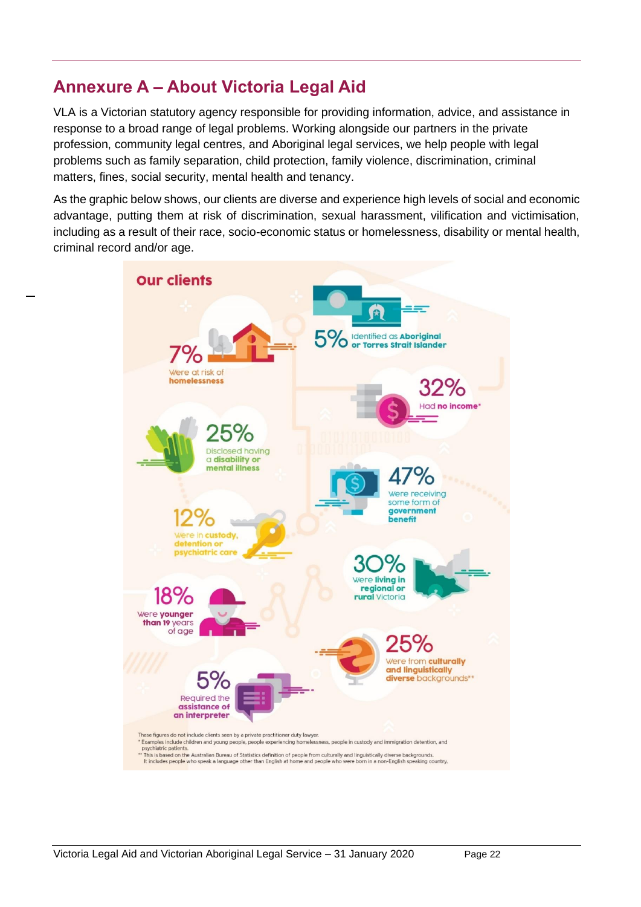## Annexure A – About Victoria Legal Aid

VLA is a Victorian statutory agency responsible for providing information, advice, and assistance in response to a broad range of legal problems. Working alongside our partners in the private profession, community legal centres, and Aboriginal legal services, we help people with legal problems such as family separation, child protection, family violence, discrimination, criminal matters, fines, social security, mental health and tenancy.

As the graphic below shows, our clients are diverse and experience high levels of social and economic advantage, putting them at risk of discrimination, sexual harassment, vilification and victimisation, including as a result of their race, socio-economic status or homelessness, disability or mental health, criminal record and/or age.

**Our clients**

- **7%** Were at risk of **homelessness**
- **5%** Identified as **Aboriginal or Torres Strait Islander**
- **32%** Had **no income***
- **25%** Disclosed having a **disability or mental illness**
- **47%** Were receiving some form of **government benefit**
- **12%** Were in **custody, detention or psychiatric care**
- **30%** Were **living in regional or rural** Victoria
- **18%** Were **younger than 19** years of age
- **25%** Were from **culturally and linguistically diverse** backgrounds**
- **5%** Required the **assistance of an interpreter**

These figures do not include clients seen by a private practitioner duty lawyer.

\* Examples include children and young people, people experiencing homelessness, people in custody and immigration detention, and psychiatric patients.

\*\* This is based on the Australian Bureau of Statistics definition of people from culturally and linguistically diverse backgrounds. It includes people who speak a language other than English at home and people who were born in a non-English speaking country.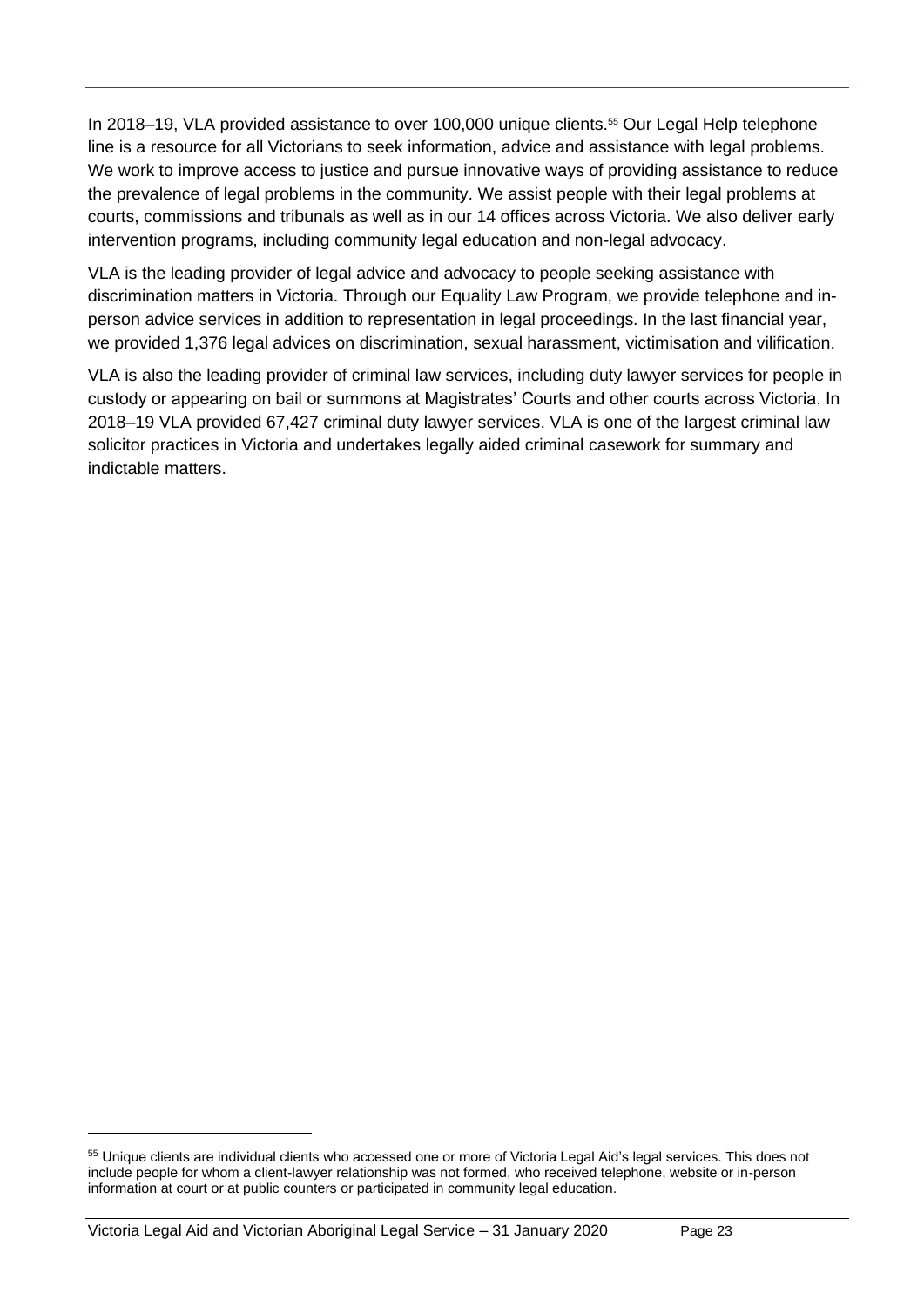In 2018–19, VLA provided assistance to over 100,000 unique clients.[55] Our Legal Help telephone line is a resource for all Victorians to seek information, advice and assistance with legal problems. We work to improve access to justice and pursue innovative ways of providing assistance to reduce the prevalence of legal problems in the community. We assist people with their legal problems at courts, commissions and tribunals as well as in our 14 offices across Victoria. We also deliver early intervention programs, including community legal education and non-legal advocacy.

VLA is the leading provider of legal advice and advocacy to people seeking assistance with discrimination matters in Victoria. Through our Equality Law Program, we provide telephone and in-person advice services in addition to representation in legal proceedings. In the last financial year, we provided 1,376 legal advices on discrimination, sexual harassment, victimisation and vilification.

VLA is also the leading provider of criminal law services, including duty lawyer services for people in custody or appearing on bail or summons at Magistrates' Courts and other courts across Victoria. In 2018–19 VLA provided 67,427 criminal duty lawyer services. VLA is one of the largest criminal law solicitor practices in Victoria and undertakes legally aided criminal casework for summary and indictable matters.

[55] Unique clients are individual clients who accessed one or more of Victoria Legal Aid's legal services. This does not include people for whom a client-lawyer relationship was not formed, who received telephone, website or in-person information at court or at public counters or participated in community legal education.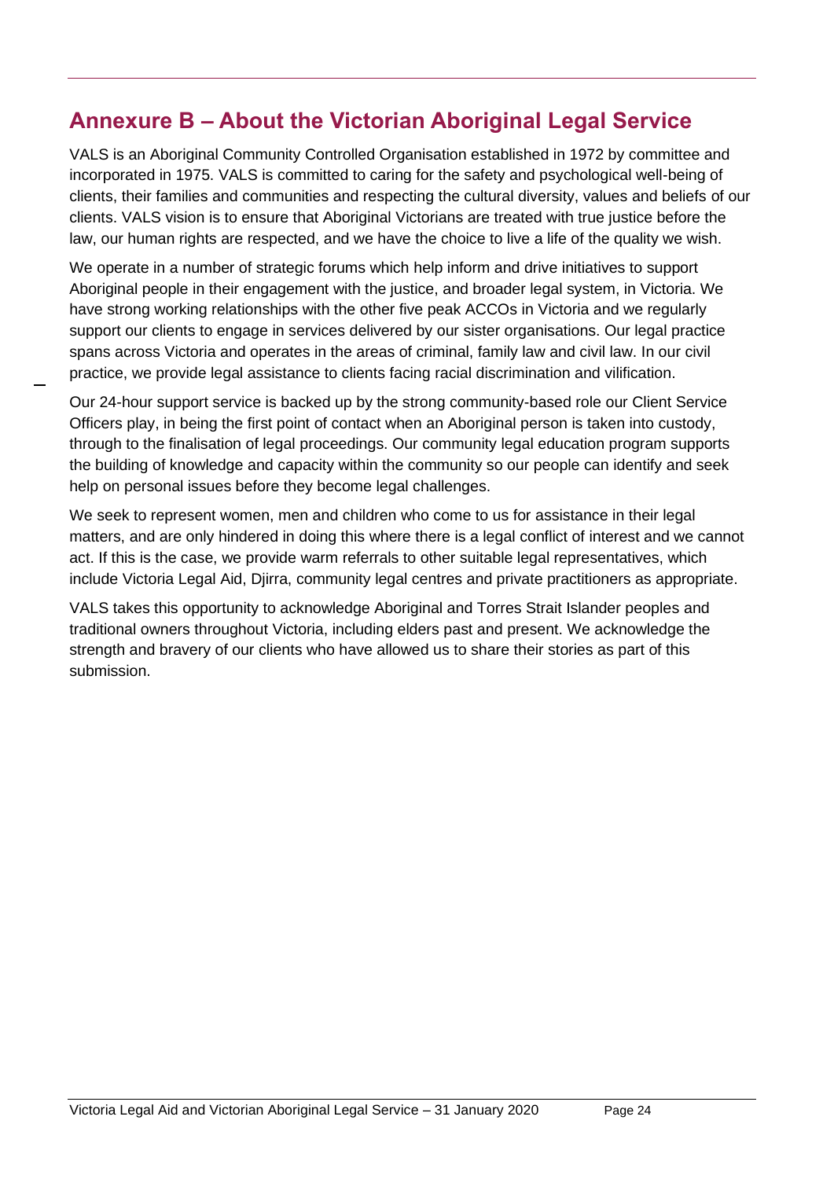## Annexure B – About the Victorian Aboriginal Legal Service

VALS is an Aboriginal Community Controlled Organisation established in 1972 by committee and incorporated in 1975. VALS is committed to caring for the safety and psychological well-being of clients, their families and communities and respecting the cultural diversity, values and beliefs of our clients. VALS vision is to ensure that Aboriginal Victorians are treated with true justice before the law, our human rights are respected, and we have the choice to live a life of the quality we wish.

We operate in a number of strategic forums which help inform and drive initiatives to support Aboriginal people in their engagement with the justice, and broader legal system, in Victoria. We have strong working relationships with the other five peak ACCOs in Victoria and we regularly support our clients to engage in services delivered by our sister organisations. Our legal practice spans across Victoria and operates in the areas of criminal, family law and civil law. In our civil practice, we provide legal assistance to clients facing racial discrimination and vilification.

Our 24-hour support service is backed up by the strong community-based role our Client Service Officers play, in being the first point of contact when an Aboriginal person is taken into custody, through to the finalisation of legal proceedings. Our community legal education program supports the building of knowledge and capacity within the community so our people can identify and seek help on personal issues before they become legal challenges.

We seek to represent women, men and children who come to us for assistance in their legal matters, and are only hindered in doing this where there is a legal conflict of interest and we cannot act. If this is the case, we provide warm referrals to other suitable legal representatives, which include Victoria Legal Aid, Djirra, community legal centres and private practitioners as appropriate.

VALS takes this opportunity to acknowledge Aboriginal and Torres Strait Islander peoples and traditional owners throughout Victoria, including elders past and present. We acknowledge the strength and bravery of our clients who have allowed us to share their stories as part of this submission.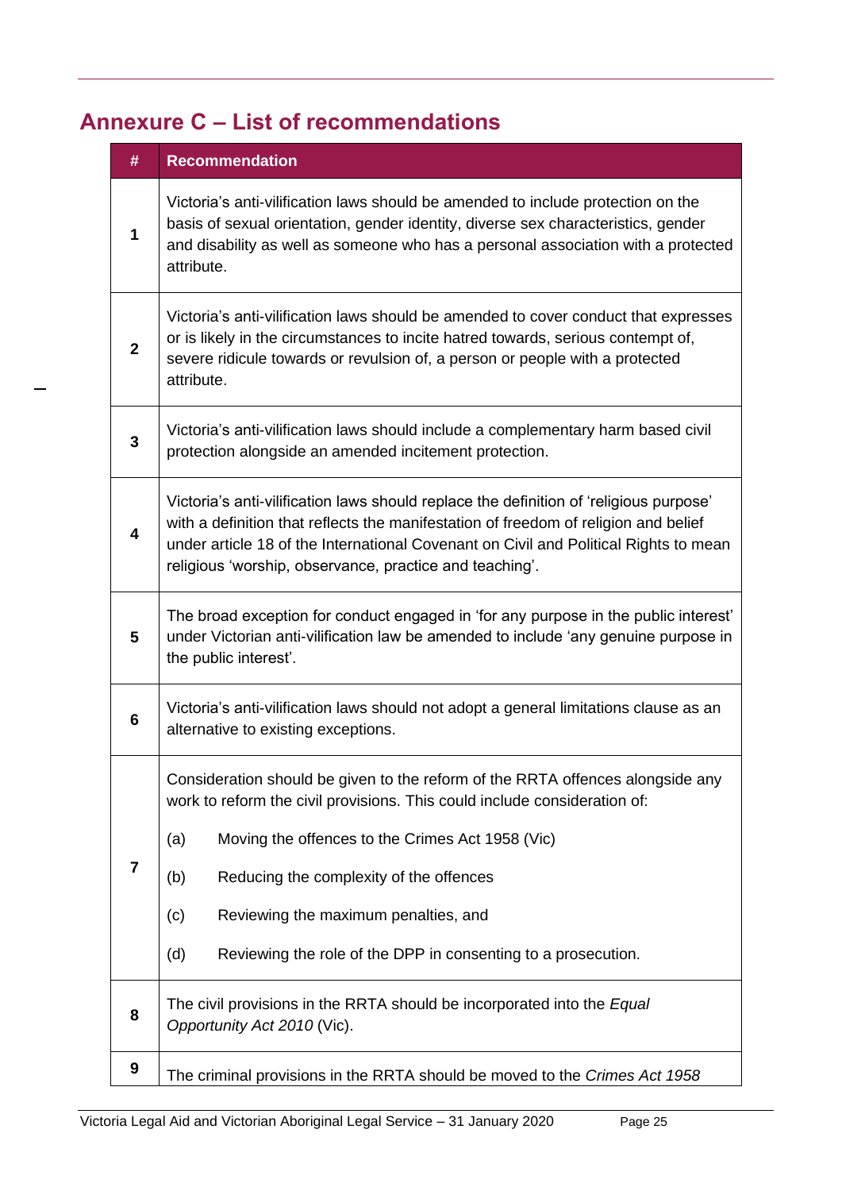## Annexure C – List of recommendations

| # | Recommendation |
|---|---|
| 1 | Victoria's anti-vilification laws should be amended to include protection on the basis of sexual orientation, gender identity, diverse sex characteristics, gender and disability as well as someone who has a personal association with a protected attribute. |
| 2 | Victoria's anti-vilification laws should be amended to cover conduct that expresses or is likely in the circumstances to incite hatred towards, serious contempt of, severe ridicule towards or revulsion of, a person or people with a protected attribute. |
| 3 | Victoria's anti-vilification laws should include a complementary harm based civil protection alongside an amended incitement protection. |
| 4 | Victoria's anti-vilification laws should replace the definition of 'religious purpose' with a definition that reflects the manifestation of freedom of religion and belief under article 18 of the International Covenant on Civil and Political Rights to mean religious 'worship, observance, practice and teaching'. |
| 5 | The broad exception for conduct engaged in 'for any purpose in the public interest' under Victorian anti-vilification law be amended to include 'any genuine purpose in the public interest'. |
| 6 | Victoria's anti-vilification laws should not adopt a general limitations clause as an alternative to existing exceptions. |
| 7 | Consideration should be given to the reform of the RRTA offences alongside any work to reform the civil provisions. This could include consideration of:<br>(a) Moving the offences to the Crimes Act 1958 (Vic)<br>(b) Reducing the complexity of the offences<br>(c) Reviewing the maximum penalties, and<br>(d) Reviewing the role of the DPP in consenting to a prosecution. |
| 8 | The civil provisions in the RRTA should be incorporated into the *Equal Opportunity Act 2010* (Vic). |
| 9 | The criminal provisions in the RRTA should be moved to the *Crimes Act 1958* |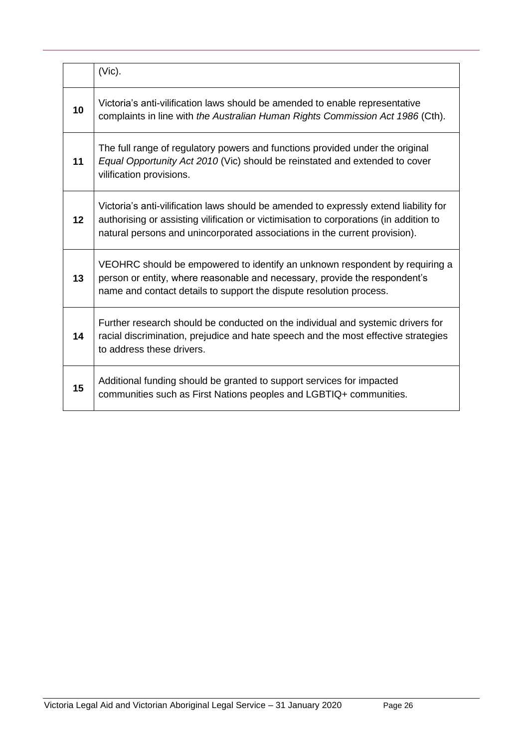| | |
|---|---|
| | (Vic). |
| **10** | Victoria's anti-vilification laws should be amended to enable representative complaints in line with *the Australian Human Rights Commission Act 1986* (Cth). |
| **11** | The full range of regulatory powers and functions provided under the original *Equal Opportunity Act 2010* (Vic) should be reinstated and extended to cover vilification provisions. |
| **12** | Victoria's anti-vilification laws should be amended to expressly extend liability for authorising or assisting vilification or victimisation to corporations (in addition to natural persons and unincorporated associations in the current provision). |
| **13** | VEOHRC should be empowered to identify an unknown respondent by requiring a person or entity, where reasonable and necessary, provide the respondent's name and contact details to support the dispute resolution process. |
| **14** | Further research should be conducted on the individual and systemic drivers for racial discrimination, prejudice and hate speech and the most effective strategies to address these drivers. |
| **15** | Additional funding should be granted to support services for impacted communities such as First Nations peoples and LGBTIQ+ communities. |